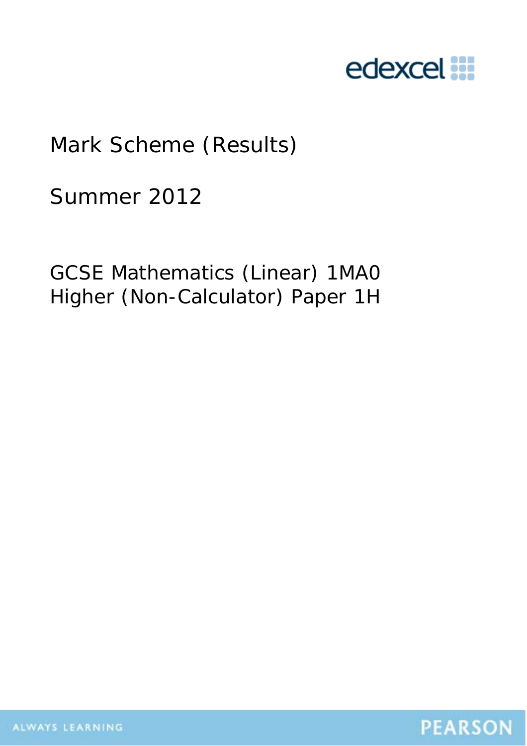edexcel

# Mark Scheme (Results)

## Summer 2012

GCSE Mathematics (Linear) 1MA0
Higher (Non-Calculator) Paper 1H

ALWAYS LEARNING

PEARSON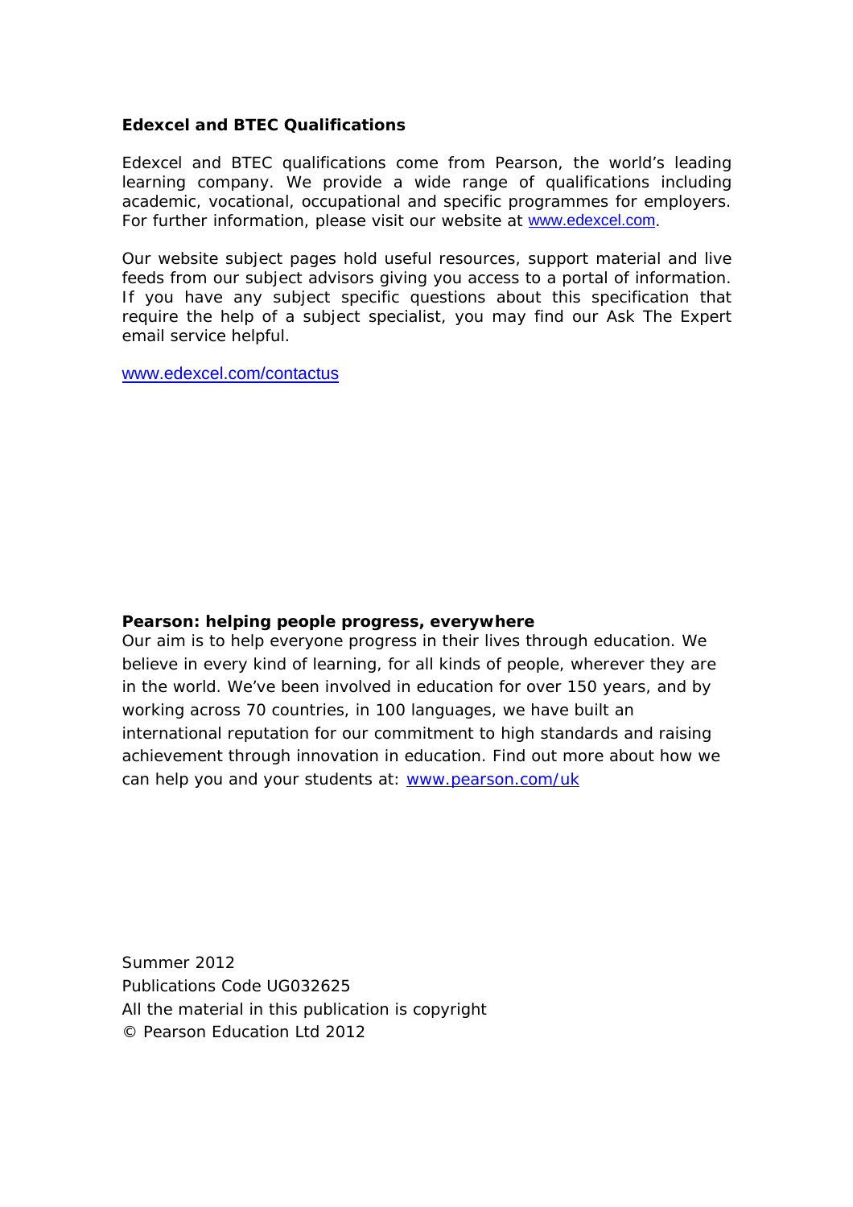**Edexcel and BTEC Qualifications**

Edexcel and BTEC qualifications come from Pearson, the world's leading learning company. We provide a wide range of qualifications including academic, vocational, occupational and specific programmes for employers. For further information, please visit our website at www.edexcel.com.

Our website subject pages hold useful resources, support material and live feeds from our subject advisors giving you access to a portal of information. If you have any subject specific questions about this specification that require the help of a subject specialist, you may find our Ask The Expert email service helpful.

www.edexcel.com/contactus

**Pearson: helping people progress, everywhere**
Our aim is to help everyone progress in their lives through education. We believe in every kind of learning, for all kinds of people, wherever they are in the world. We've been involved in education for over 150 years, and by working across 70 countries, in 100 languages, we have built an international reputation for our commitment to high standards and raising achievement through innovation in education. Find out more about how we can help you and your students at: www.pearson.com/uk

Summer 2012
Publications Code UG032625
All the material in this publication is copyright
© Pearson Education Ltd 2012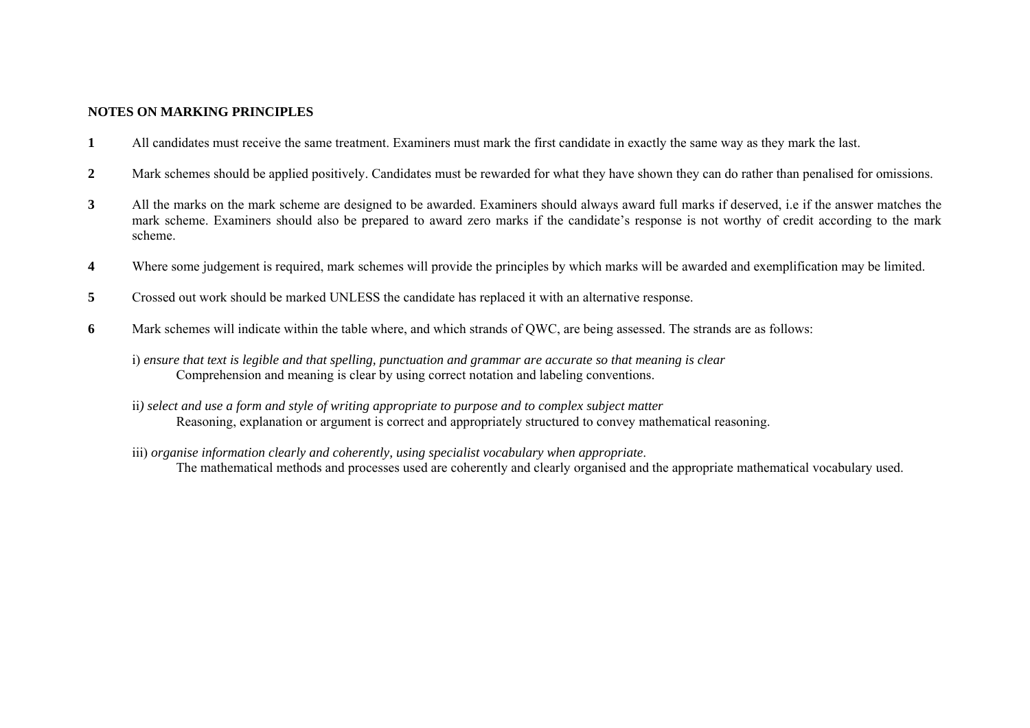## NOTES ON MARKING PRINCIPLES

**1** All candidates must receive the same treatment. Examiners must mark the first candidate in exactly the same way as they mark the last.

**2** Mark schemes should be applied positively. Candidates must be rewarded for what they have shown they can do rather than penalised for omissions.

**3** All the marks on the mark scheme are designed to be awarded. Examiners should always award full marks if deserved, i.e if the answer matches the mark scheme. Examiners should also be prepared to award zero marks if the candidate's response is not worthy of credit according to the mark scheme.

**4** Where some judgement is required, mark schemes will provide the principles by which marks will be awarded and exemplification may be limited.

**5** Crossed out work should be marked UNLESS the candidate has replaced it with an alternative response.

**6** Mark schemes will indicate within the table where, and which strands of QWC, are being assessed. The strands are as follows:

i) *ensure that text is legible and that spelling, punctuation and grammar are accurate so that meaning is clear*
Comprehension and meaning is clear by using correct notation and labeling conventions.

ii*) select and use a form and style of writing appropriate to purpose and to complex subject matter*
Reasoning, explanation or argument is correct and appropriately structured to convey mathematical reasoning.

iii) *organise information clearly and coherently, using specialist vocabulary when appropriate*.
The mathematical methods and processes used are coherently and clearly organised and the appropriate mathematical vocabulary used.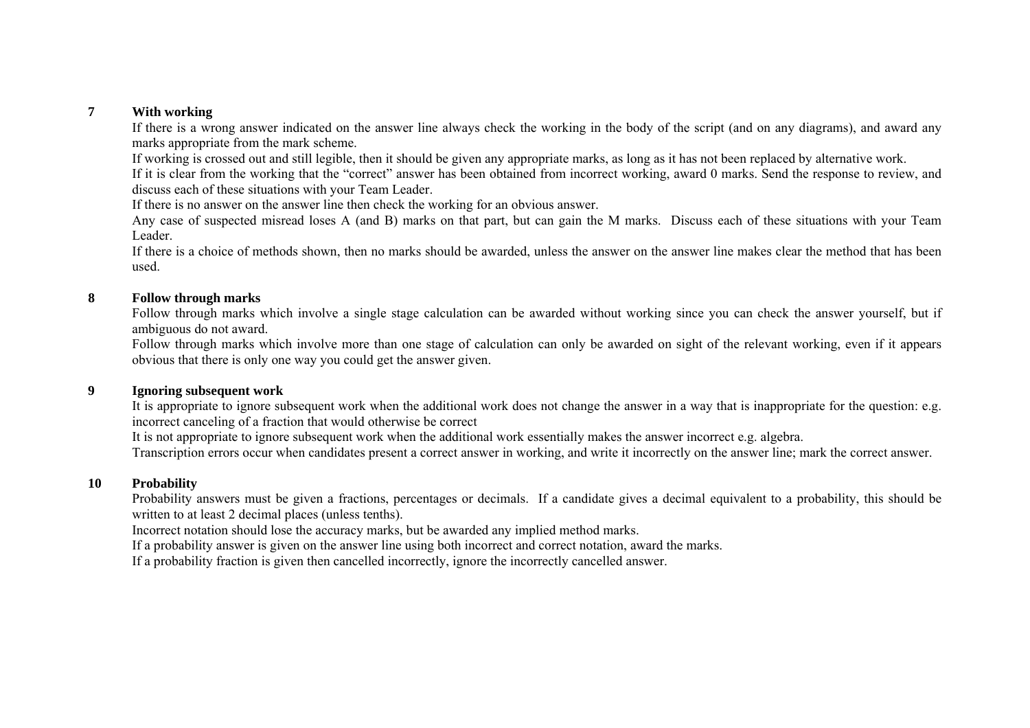**7 With working**

If there is a wrong answer indicated on the answer line always check the working in the body of the script (and on any diagrams), and award any marks appropriate from the mark scheme.

If working is crossed out and still legible, then it should be given any appropriate marks, as long as it has not been replaced by alternative work.

If it is clear from the working that the "correct" answer has been obtained from incorrect working, award 0 marks. Send the response to review, and discuss each of these situations with your Team Leader.

If there is no answer on the answer line then check the working for an obvious answer.

Any case of suspected misread loses A (and B) marks on that part, but can gain the M marks. Discuss each of these situations with your Team Leader.

If there is a choice of methods shown, then no marks should be awarded, unless the answer on the answer line makes clear the method that has been used.

**8 Follow through marks**

Follow through marks which involve a single stage calculation can be awarded without working since you can check the answer yourself, but if ambiguous do not award.

Follow through marks which involve more than one stage of calculation can only be awarded on sight of the relevant working, even if it appears obvious that there is only one way you could get the answer given.

**9 Ignoring subsequent work**

It is appropriate to ignore subsequent work when the additional work does not change the answer in a way that is inappropriate for the question: e.g. incorrect canceling of a fraction that would otherwise be correct

It is not appropriate to ignore subsequent work when the additional work essentially makes the answer incorrect e.g. algebra.

Transcription errors occur when candidates present a correct answer in working, and write it incorrectly on the answer line; mark the correct answer.

**10 Probability**

Probability answers must be given a fractions, percentages or decimals. If a candidate gives a decimal equivalent to a probability, this should be written to at least 2 decimal places (unless tenths).

Incorrect notation should lose the accuracy marks, but be awarded any implied method marks.

If a probability answer is given on the answer line using both incorrect and correct notation, award the marks.

If a probability fraction is given then cancelled incorrectly, ignore the incorrectly cancelled answer.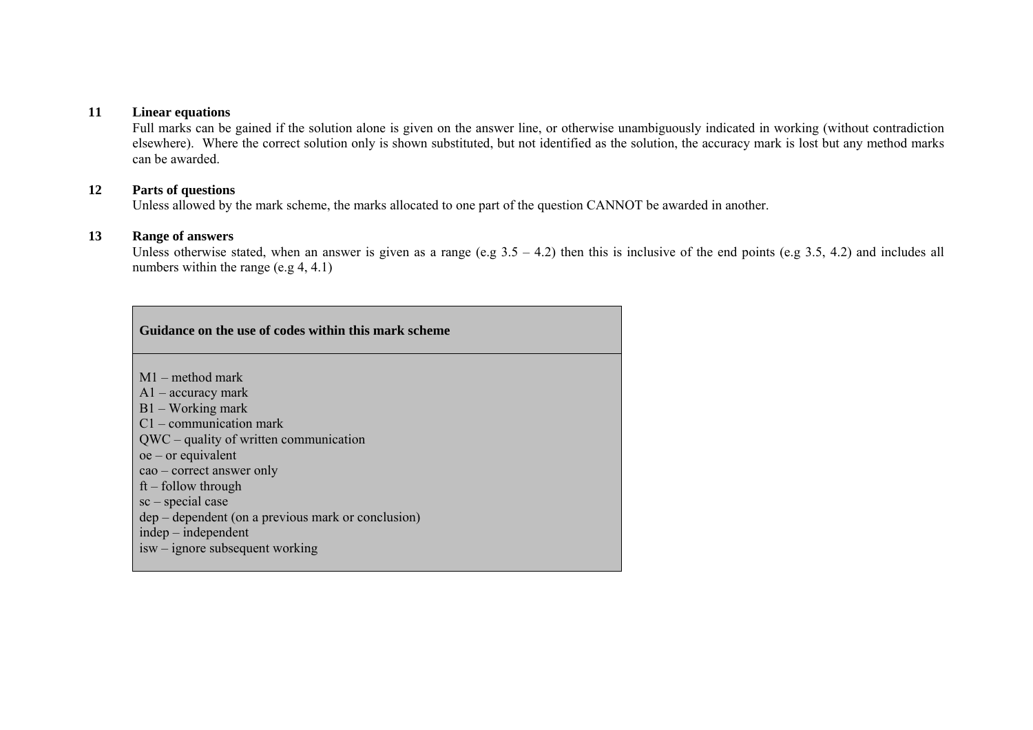**11 Linear equations**

Full marks can be gained if the solution alone is given on the answer line, or otherwise unambiguously indicated in working (without contradiction elsewhere). Where the correct solution only is shown substituted, but not identified as the solution, the accuracy mark is lost but any method marks can be awarded.

**12 Parts of questions**

Unless allowed by the mark scheme, the marks allocated to one part of the question CANNOT be awarded in another.

**13 Range of answers**

Unless otherwise stated, when an answer is given as a range (e.g 3.5 – 4.2) then this is inclusive of the end points (e.g 3.5, 4.2) and includes all numbers within the range (e.g 4, 4.1)

| **Guidance on the use of codes within this mark scheme** |
| --- |
| M1 – method mark<br>A1 – accuracy mark<br>B1 – Working mark<br>C1 – communication mark<br>QWC – quality of written communication<br>oe – or equivalent<br>cao – correct answer only<br>ft – follow through<br>sc – special case<br>dep – dependent (on a previous mark or conclusion)<br>indep – independent<br>isw – ignore subsequent working |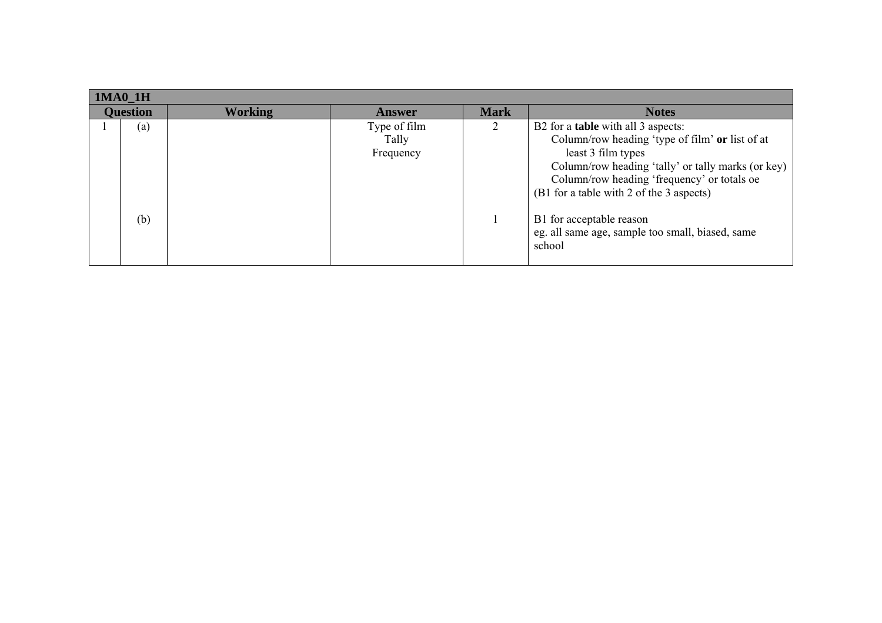| 1MA0_1H | | | | | |
|---|---|---|---|---|---|
| **Question** | | **Working** | **Answer** | **Mark** | **Notes** |
| 1 | (a) | | Type of film<br>Tally<br>Frequency | 2 | B2 for a **table** with all 3 aspects:<br>Column/row heading 'type of film' **or** list of at least 3 film types<br>Column/row heading 'tally' or tally marks (or key)<br>Column/row heading 'frequency' or totals oe<br>(B1 for a table with 2 of the 3 aspects) |
| | (b) | | | 1 | B1 for acceptable reason<br>eg. all same age, sample too small, biased, same school |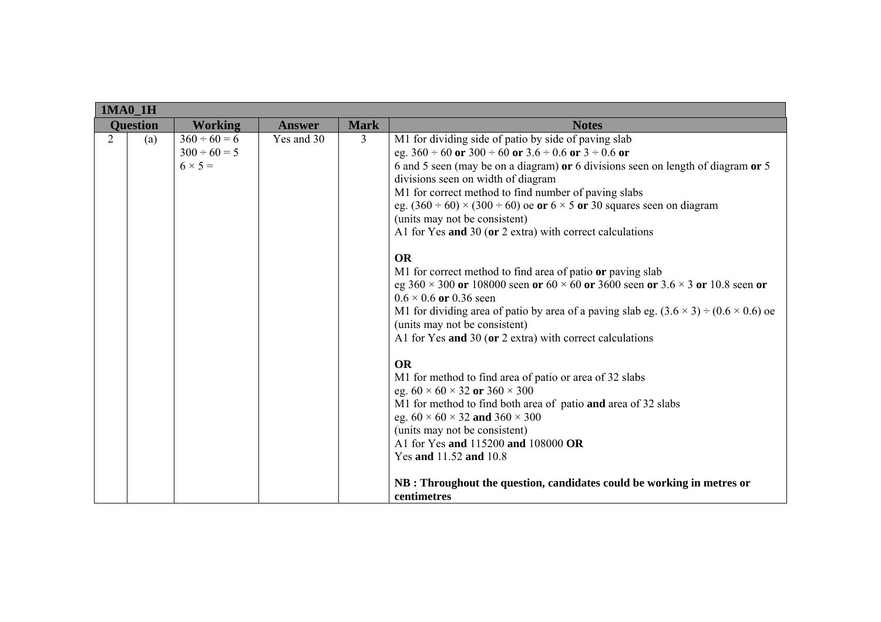| 1MA0_1H | | | | | |
|---|---|---|---|---|---|
| **Question** | | **Working** | **Answer** | **Mark** | **Notes** |
| 2 | (a) | $360 \div 60 = 6$<br>$300 \div 60 = 5$<br>$6 \times 5 =$ | Yes and 30 | 3 | M1 for dividing side of patio by side of paving slab<br>eg. $360 \div 60$ **or** $300 \div 60$ **or** $3.6 \div 0.6$ **or** $3 \div 0.6$ **or**<br>6 and 5 seen (may be on a diagram) **or** 6 divisions seen on length of diagram **or** 5 divisions seen on width of diagram<br>M1 for correct method to find number of paving slabs<br>eg. $(360 \div 60) \times (300 \div 60)$ oe **or** $6 \times 5$ **or** 30 squares seen on diagram<br>(units may not be consistent)<br>A1 for Yes **and** 30 (**or** 2 extra) with correct calculations<br><br>**OR**<br>M1 for correct method to find area of patio **or** paving slab<br>eg $360 \times 300$ **or** 108000 seen **or** $60 \times 60$ **or** 3600 seen **or** $3.6 \times 3$ **or** 10.8 seen **or** $0.6 \times 0.6$ **or** 0.36 seen<br>M1 for dividing area of patio by area of a paving slab eg. $(3.6 \times 3) \div (0.6 \times 0.6)$ oe<br>(units may not be consistent)<br>A1 for Yes **and** 30 (**or** 2 extra) with correct calculations<br><br>**OR**<br>M1 for method to find area of patio or area of 32 slabs<br>eg. $60 \times 60 \times 32$ **or** $360 \times 300$<br>M1 for method to find both area of patio **and** area of 32 slabs<br>eg. $60 \times 60 \times 32$ **and** $360 \times 300$<br>(units may not be consistent)<br>A1 for Yes **and** 115200 **and** 108000 **OR**<br>Yes **and** 11.52 **and** 10.8<br><br>**NB : Throughout the question, candidates could be working in metres or centimetres** |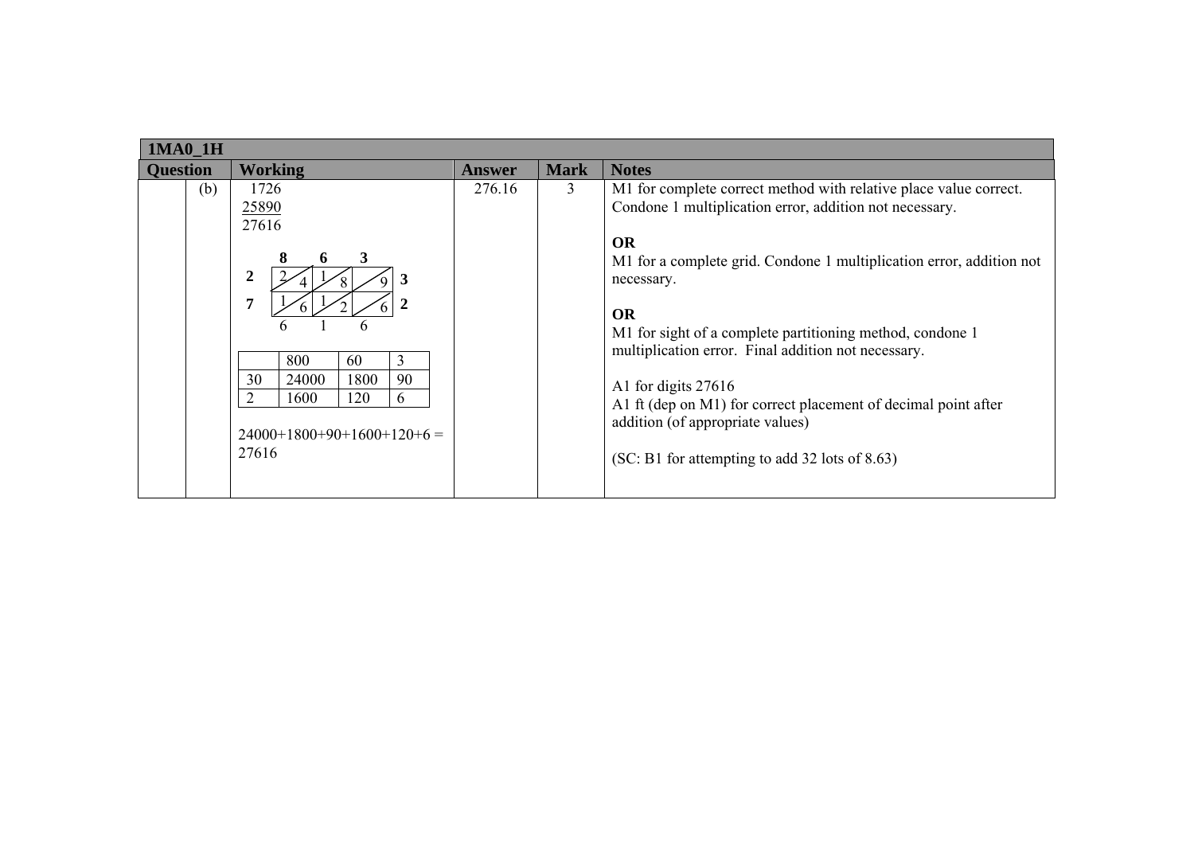| 1MA0_1H | | | | | |
|---|---|---|---|---|---|
| **Question** | | **Working** | **Answer** | **Mark** | **Notes** |
| | (b) | 1726<br>25890<br>27616<br><br>Lattice grid: top 8 6 3; right 3, 2; left 2, 7; bottom 6 1 6<br>Row 1: 2/4, 1/8, /9<br>Row 2: 1/6, 1/2, /6<br><br>\| \| 800 \| 60 \| 3 \|<br>\| 30 \| 24000 \| 1800 \| 90 \|<br>\| 2 \| 1600 \| 120 \| 6 \|<br><br>24000+1800+90+1600+120+6 = 27616 | 276.16 | 3 | M1 for complete correct method with relative place value correct. Condone 1 multiplication error, addition not necessary.<br><br>**OR**<br>M1 for a complete grid. Condone 1 multiplication error, addition not necessary.<br><br>**OR**<br>M1 for sight of a complete partitioning method, condone 1 multiplication error. Final addition not necessary.<br><br>A1 for digits 27616<br>A1 ft (dep on M1) for correct placement of decimal point after addition (of appropriate values)<br><br>(SC: B1 for attempting to add 32 lots of 8.63) |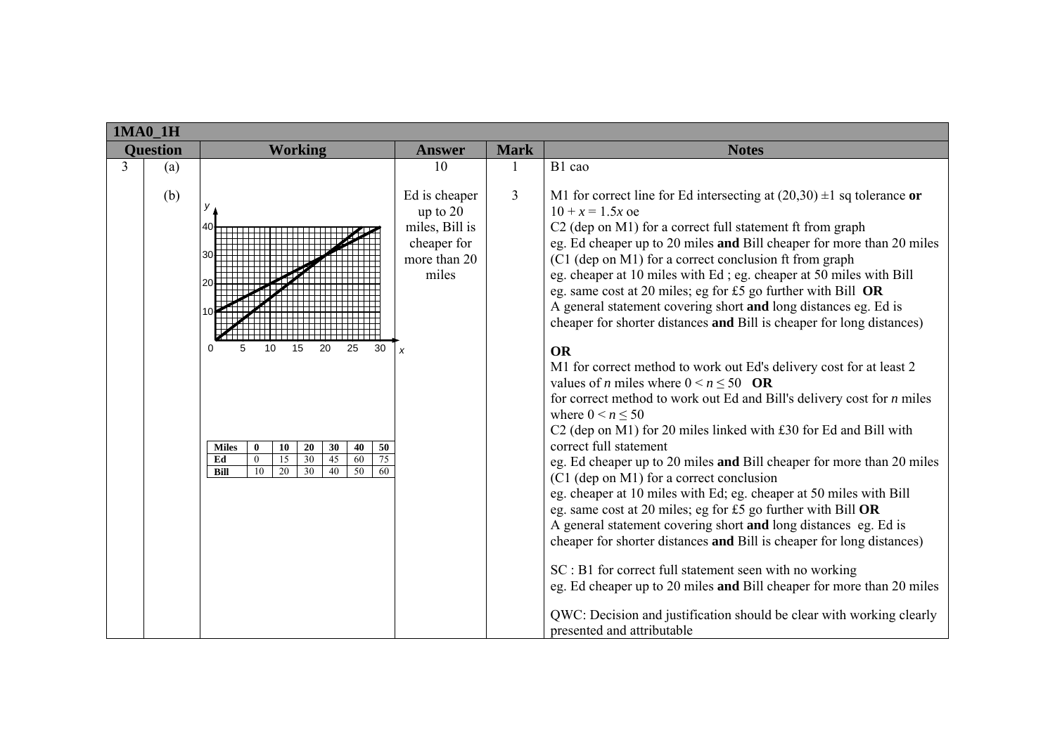| 1MA0_1H | | | | | |
|---|---|---|---|---|---|
| **Question** | | **Working** | **Answer** | **Mark** | **Notes** |
| 3 | (a) | | 10 | 1 | B1 cao |
| | (b) | [Graph: $y$ against $x$, lines for Ed and Bill intersecting at (20, 30)]<br><br>**Miles** \| 0 \| 10 \| 20 \| 30 \| 40 \| 50<br>**Ed** \| 0 \| 15 \| 30 \| 45 \| 60 \| 75<br>**Bill** \| 10 \| 20 \| 30 \| 40 \| 50 \| 60 | Ed is cheaper up to 20 miles, Bill is cheaper for more than 20 miles | 3 | M1 for correct line for Ed intersecting at (20,30) ±1 sq tolerance **or** $10 + x = 1.5x$ oe<br>C2 (dep on M1) for a correct full statement ft from graph<br>eg. Ed cheaper up to 20 miles **and** Bill cheaper for more than 20 miles<br>(C1 (dep on M1) for a correct conclusion ft from graph<br>eg. cheaper at 10 miles with Ed ; eg. cheaper at 50 miles with Bill<br>eg. same cost at 20 miles; eg for £5 go further with Bill **OR**<br>A general statement covering short **and** long distances eg. Ed is cheaper for shorter distances **and** Bill is cheaper for long distances)<br><br>**OR**<br>M1 for correct method to work out Ed's delivery cost for at least 2 values of $n$ miles where $0 < n \leq 50$ **OR**<br>for correct method to work out Ed and Bill's delivery cost for $n$ miles where $0 < n \leq 50$<br>C2 (dep on M1) for 20 miles linked with £30 for Ed and Bill with correct full statement<br>eg. Ed cheaper up to 20 miles **and** Bill cheaper for more than 20 miles<br>(C1 (dep on M1) for a correct conclusion<br>eg. cheaper at 10 miles with Ed; eg. cheaper at 50 miles with Bill<br>eg. same cost at 20 miles; eg for £5 go further with Bill **OR**<br>A general statement covering short **and** long distances eg. Ed is cheaper for shorter distances **and** Bill is cheaper for long distances)<br><br>SC : B1 for correct full statement seen with no working<br>eg. Ed cheaper up to 20 miles **and** Bill cheaper for more than 20 miles<br><br>QWC: Decision and justification should be clear with working clearly presented and attributable |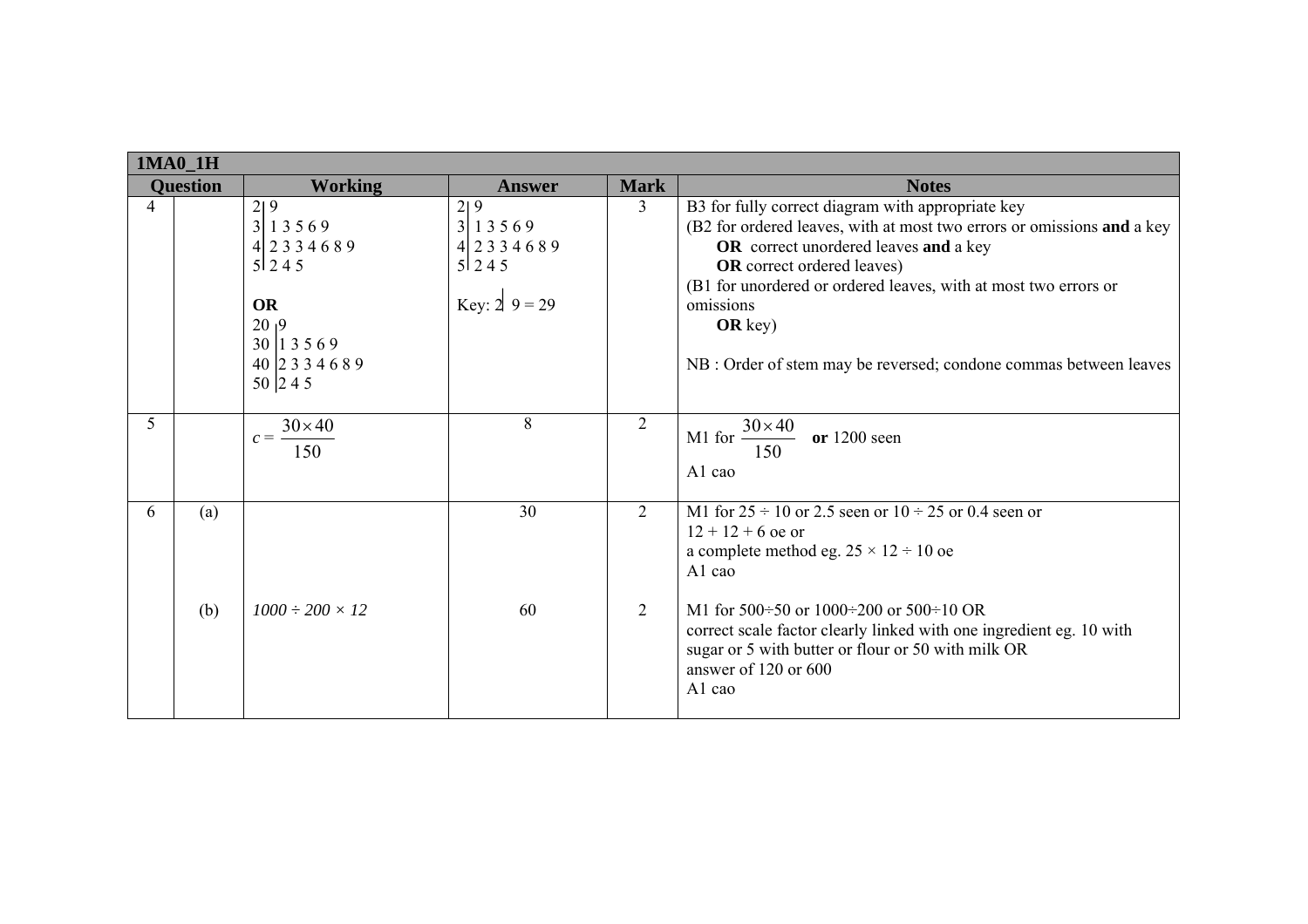| 1MA0_1H | | | | | |
|---|---|---|---|---|---|
| **Question** | | **Working** | **Answer** | **Mark** | **Notes** |
| 4 | | 2 \| 9<br>3 \| 1 3 5 6 9<br>4 \| 2 3 3 4 6 8 9<br>5 \| 2 4 5<br><br>**OR**<br>20 \| 9<br>30 \| 1 3 5 6 9<br>40 \| 2 3 3 4 6 8 9<br>50 \| 2 4 5 | 2 \| 9<br>3 \| 1 3 5 6 9<br>4 \| 2 3 3 4 6 8 9<br>5 \| 2 4 5<br><br>Key: 2 \| 9 = 29 | 3 | B3 for fully correct diagram with appropriate key<br>(B2 for ordered leaves, with at most two errors or omissions **and** a key<br>**OR** correct unordered leaves **and** a key<br>**OR** correct ordered leaves)<br>(B1 for unordered or ordered leaves, with at most two errors or omissions<br>**OR** key)<br><br>NB : Order of stem may be reversed; condone commas between leaves |
| 5 | | $c = \frac{30 \times 40}{150}$ | 8 | 2 | M1 for $\frac{30 \times 40}{150}$ **or** 1200 seen<br>A1 cao |
| 6 | (a) | | 30 | 2 | M1 for 25 ÷ 10 or 2.5 seen or 10 ÷ 25 or 0.4 seen or<br>12 + 12 + 6 oe or<br>a complete method eg. 25 × 12 ÷ 10 oe<br>A1 cao |
| | (b) | *1000 ÷ 200 × 12* | 60 | 2 | M1 for 500÷50 or 1000÷200 or 500÷10 OR<br>correct scale factor clearly linked with one ingredient eg. 10 with sugar or 5 with butter or flour or 50 with milk OR<br>answer of 120 or 600<br>A1 cao |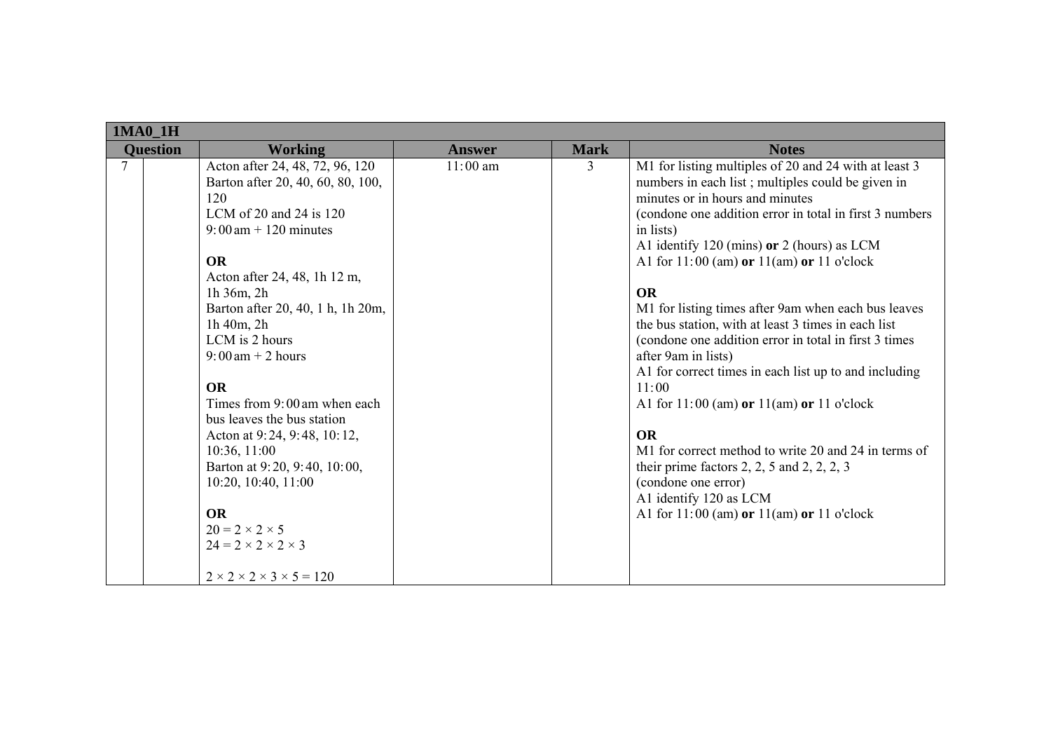| 1MA0_1H | | | | | |
|---|---|---|---|---|---|
| **Question** | | **Working** | **Answer** | **Mark** | **Notes** |
| 7 | | Acton after 24, 48, 72, 96, 120<br>Barton after 20, 40, 60, 80, 100, 120<br>LCM of 20 and 24 is 120<br>9:00 am + 120 minutes<br><br>**OR**<br>Acton after 24, 48, 1h 12 m, 1h 36m, 2h<br>Barton after 20, 40, 1 h, 1h 20m, 1h 40m, 2h<br>LCM is 2 hours<br>9:00 am + 2 hours<br><br>**OR**<br>Times from 9:00 am when each bus leaves the bus station<br>Acton at 9:24, 9:48, 10:12, 10:36, 11:00<br>Barton at 9:20, 9:40, 10:00, 10:20, 10:40, 11:00<br><br>**OR**<br>$20 = 2 \times 2 \times 5$<br>$24 = 2 \times 2 \times 2 \times 3$<br><br>$2 \times 2 \times 2 \times 3 \times 5 = 120$ | 11:00 am | 3 | M1 for listing multiples of 20 and 24 with at least 3 numbers in each list ; multiples could be given in minutes or in hours and minutes<br>(condone one addition error in total in first 3 numbers in lists)<br>A1 identify 120 (mins) **or** 2 (hours) as LCM<br>A1 for 11:00 (am) **or** 11(am) **or** 11 o'clock<br><br>**OR**<br>M1 for listing times after 9am when each bus leaves the bus station, with at least 3 times in each list<br>(condone one addition error in total in first 3 times after 9am in lists)<br>A1 for correct times in each list up to and including 11:00<br>A1 for 11:00 (am) **or** 11(am) **or** 11 o'clock<br><br>**OR**<br>M1 for correct method to write 20 and 24 in terms of their prime factors 2, 2, 5 and 2, 2, 2, 3<br>(condone one error)<br>A1 identify 120 as LCM<br>A1 for 11:00 (am) **or** 11(am) **or** 11 o'clock |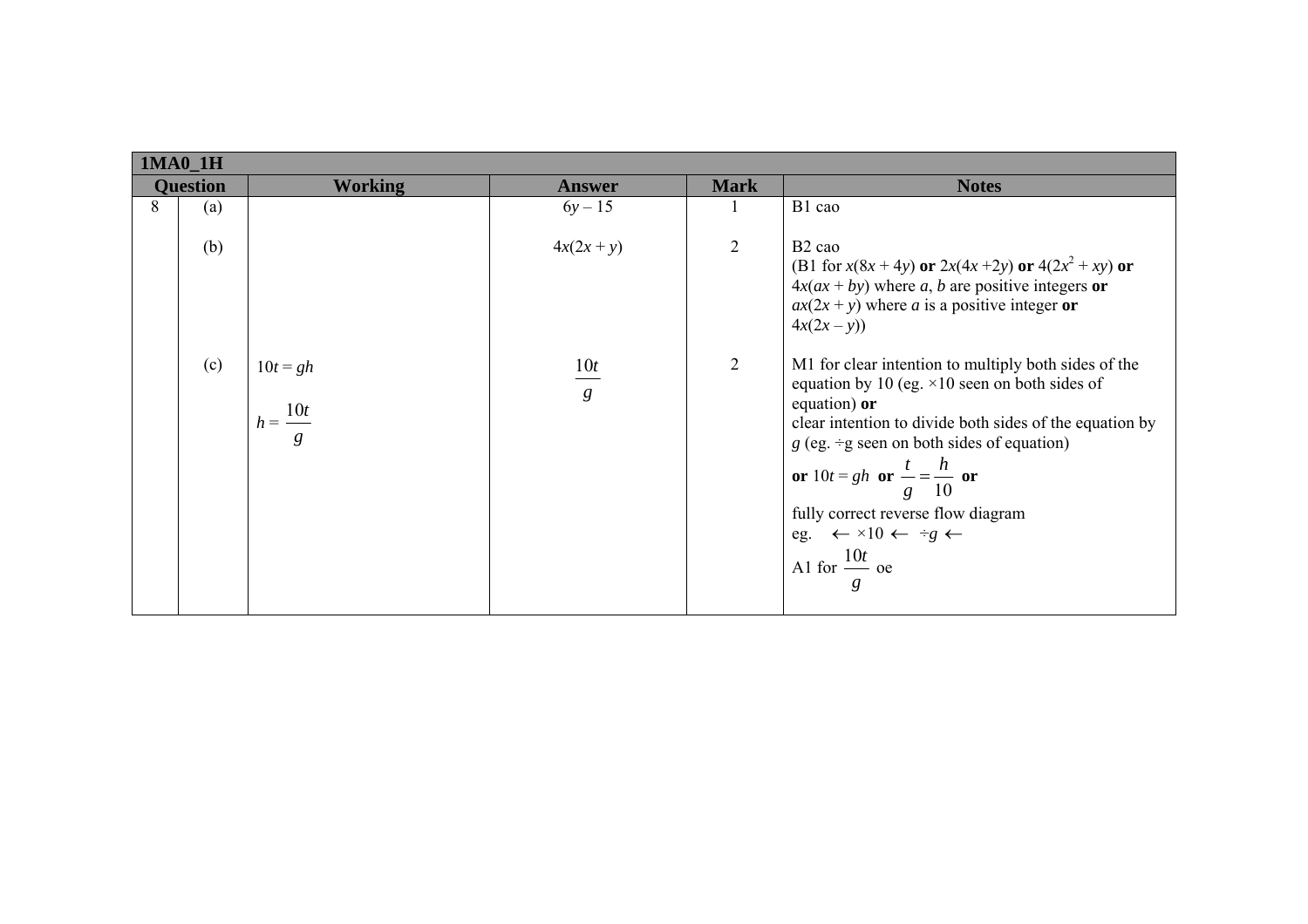| 1MA0_1H | | | | | |
|---|---|---|---|---|---|
| **Question** | | **Working** | **Answer** | **Mark** | **Notes** |
| 8 | (a) | | $6y - 15$ | 1 | B1 cao |
| | (b) | | $4x(2x + y)$ | 2 | B2 cao<br>(B1 for $x(8x + 4y)$ **or** $2x(4x + 2y)$ **or** $4(2x^2 + xy)$ **or** $4x(ax + by)$ where $a$, $b$ are positive integers **or** $ax(2x + y)$ where $a$ is a positive integer **or** $4x(2x - y)$) |
| | (c) | $10t = gh$<br><br>$h = \frac{10t}{g}$ | $\frac{10t}{g}$ | 2 | M1 for clear intention to multiply both sides of the equation by 10 (eg. ×10 seen on both sides of equation) **or**<br>clear intention to divide both sides of the equation by $g$ (eg. ÷g seen on both sides of equation)<br>**or** $10t = gh$ **or** $\frac{t}{g} = \frac{h}{10}$ **or**<br>fully correct reverse flow diagram<br>eg. ← ×10 ← ÷$g$ ←<br>A1 for $\frac{10t}{g}$ oe |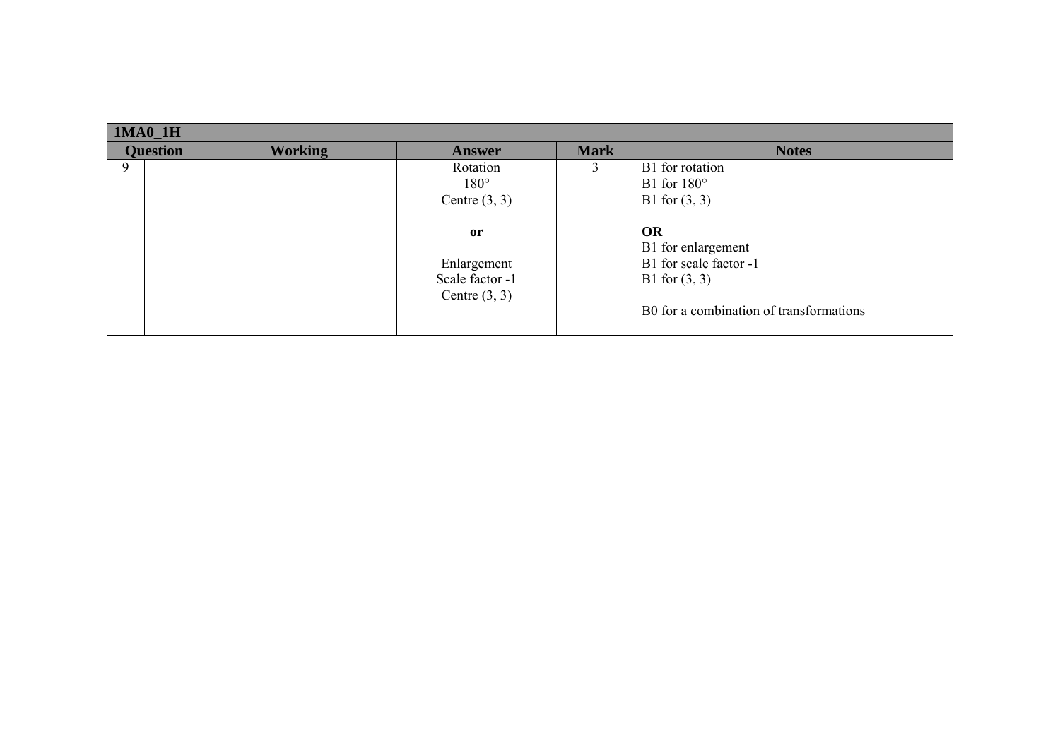| 1MA0_1H | | | | | |
|---|---|---|---|---|---|
| **Question** | | **Working** | **Answer** | **Mark** | **Notes** |
| 9 | | | Rotation<br>180°<br>Centre (3, 3)<br><br>**or**<br><br>Enlargement<br>Scale factor -1<br>Centre (3, 3) | 3 | B1 for rotation<br>B1 for 180°<br>B1 for (3, 3)<br><br>**OR**<br>B1 for enlargement<br>B1 for scale factor -1<br>B1 for (3, 3)<br><br>B0 for a combination of transformations |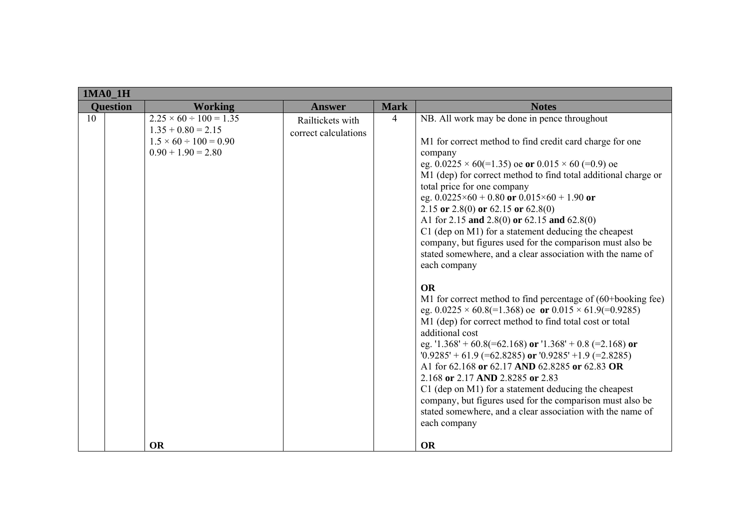| 1MA0_1H | | | | | |
|---|---|---|---|---|---|
| **Question** | | **Working** | **Answer** | **Mark** | **Notes** |
| 10 | | $2.25 \times 60 \div 100 = 1.35$<br>$1.35 + 0.80 = 2.15$<br>$1.5 \times 60 \div 100 = 0.90$<br>$0.90 + 1.90 = 2.80$<br><br><br><br><br><br><br><br><br><br><br><br><br><br><br><br><br><br><br><br><br><br><br><br><br><br>**OR** | Railtickets with correct calculations | 4 | NB. All work may be done in pence throughout<br><br>M1 for correct method to find credit card charge for one company<br>eg. $0.0225 \times 60$(=1.35) oe **or** $0.015 \times 60$ (=0.9) oe<br>M1 (dep) for correct method to find total additional charge or total price for one company<br>eg. $0.0225\times60 + 0.80$ **or** $0.015\times60 + 1.90$ **or** 2.15 **or** 2.8(0) **or** 62.15 **or** 62.8(0)<br>A1 for 2.15 **and** 2.8(0) **or** 62.15 **and** 62.8(0)<br>C1 (dep on M1) for a statement deducing the cheapest company, but figures used for the comparison must also be stated somewhere, and a clear association with the name of each company<br><br>**OR**<br>M1 for correct method to find percentage of (60+booking fee)<br>eg. $0.0225 \times 60.8$(=1.368) oe **or** $0.015 \times 61.9$(=0.9285)<br>M1 (dep) for correct method to find total cost or total additional cost<br>eg. '1.368' + 60.8(=62.168) **or** '1.368' + 0.8 (=2.168) **or** '0.9285' + 61.9 (=62.8285) **or** '0.9285' +1.9 (=2.8285)<br>A1 for 62.168 **or** 62.17 **AND** 62.8285 **or** 62.83 **OR** 2.168 **or** 2.17 **AND** 2.8285 **or** 2.83<br>C1 (dep on M1) for a statement deducing the cheapest company, but figures used for the comparison must also be stated somewhere, and a clear association with the name of each company<br><br>**OR** |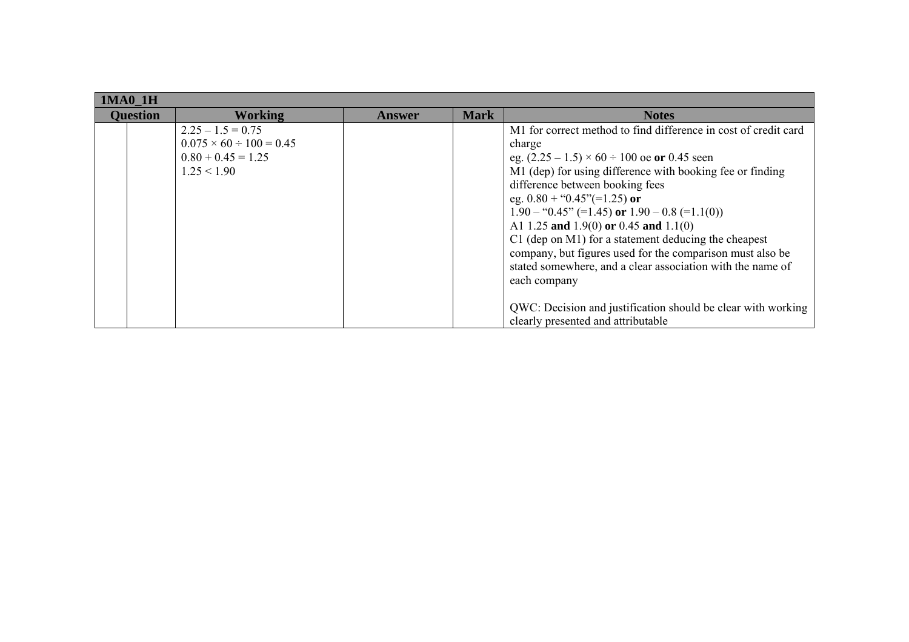| 1MA0_1H | | | | | |
|---|---|---|---|---|---|
| Question | | Working | Answer | Mark | Notes |
| | | $2.25 - 1.5 = 0.75$<br>$0.075 \times 60 \div 100 = 0.45$<br>$0.80 + 0.45 = 1.25$<br>$1.25 < 1.90$ | | | M1 for correct method to find difference in cost of credit card charge<br>eg. $(2.25 - 1.5) \times 60 \div 100$ oe **or** 0.45 seen<br>M1 (dep) for using difference with booking fee or finding difference between booking fees<br>eg. 0.80 + "0.45"(=1.25) **or**<br>1.90 – "0.45" (=1.45) **or** 1.90 – 0.8 (=1.1(0))<br>A1 1.25 **and** 1.9(0) **or** 0.45 **and** 1.1(0)<br>C1 (dep on M1) for a statement deducing the cheapest company, but figures used for the comparison must also be stated somewhere, and a clear association with the name of each company<br><br>QWC: Decision and justification should be clear with working clearly presented and attributable |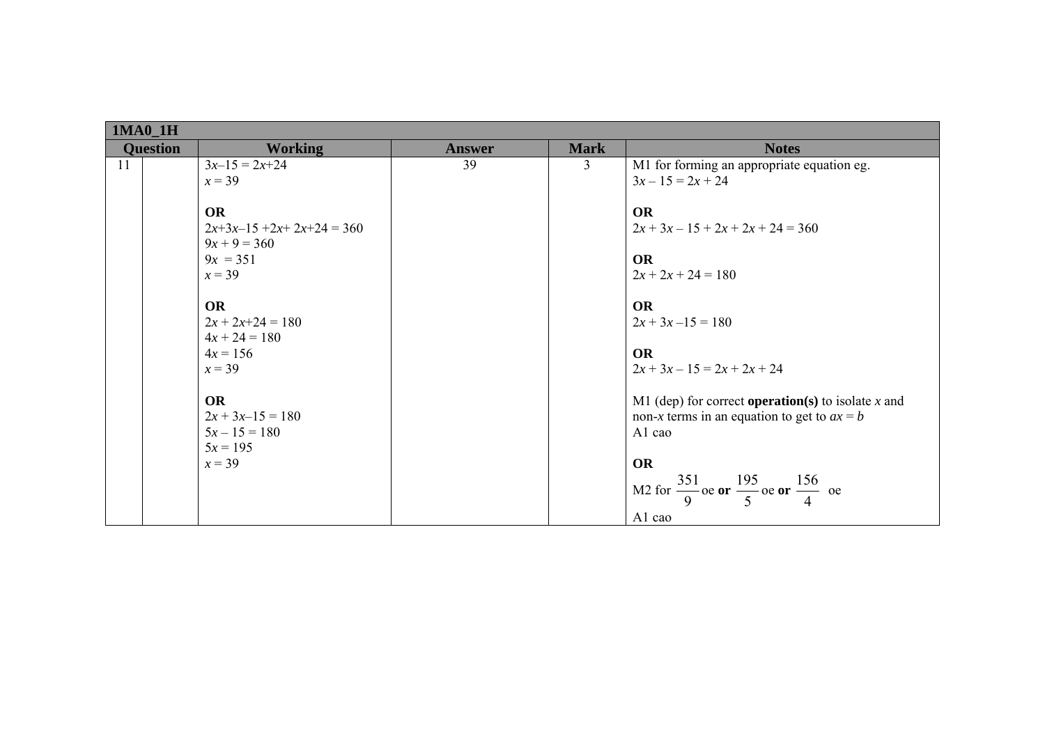| 1MA0_1H | | | | | |
|---|---|---|---|---|---|
| **Question** | | **Working** | **Answer** | **Mark** | **Notes** |
| 11 | | $3x–15 = 2x+24$<br>$x = 39$<br><br>**OR**<br>$2x+3x–15 +2x+ 2x+24 = 360$<br>$9x + 9 = 360$<br>$9x = 351$<br>$x = 39$<br><br>**OR**<br>$2x + 2x+24 = 180$<br>$4x + 24 = 180$<br>$4x = 156$<br>$x = 39$<br><br>**OR**<br>$2x + 3x–15 = 180$<br>$5x – 15 = 180$<br>$5x = 195$<br>$x = 39$ | 39 | 3 | M1 for forming an appropriate equation eg.<br>$3x – 15 = 2x + 24$<br><br>**OR**<br>$2x + 3x – 15 + 2x + 2x + 24 = 360$<br><br>**OR**<br>$2x + 2x + 24 = 180$<br><br>**OR**<br>$2x + 3x –15 = 180$<br><br>**OR**<br>$2x + 3x – 15 = 2x + 2x + 24$<br><br>M1 (dep) for correct **operation(s)** to isolate $x$ and non-$x$ terms in an equation to get to $ax = b$<br>A1 cao<br><br>**OR**<br>M2 for $\frac{351}{9}$ oe **or** $\frac{195}{5}$ oe **or** $\frac{156}{4}$ oe<br>A1 cao |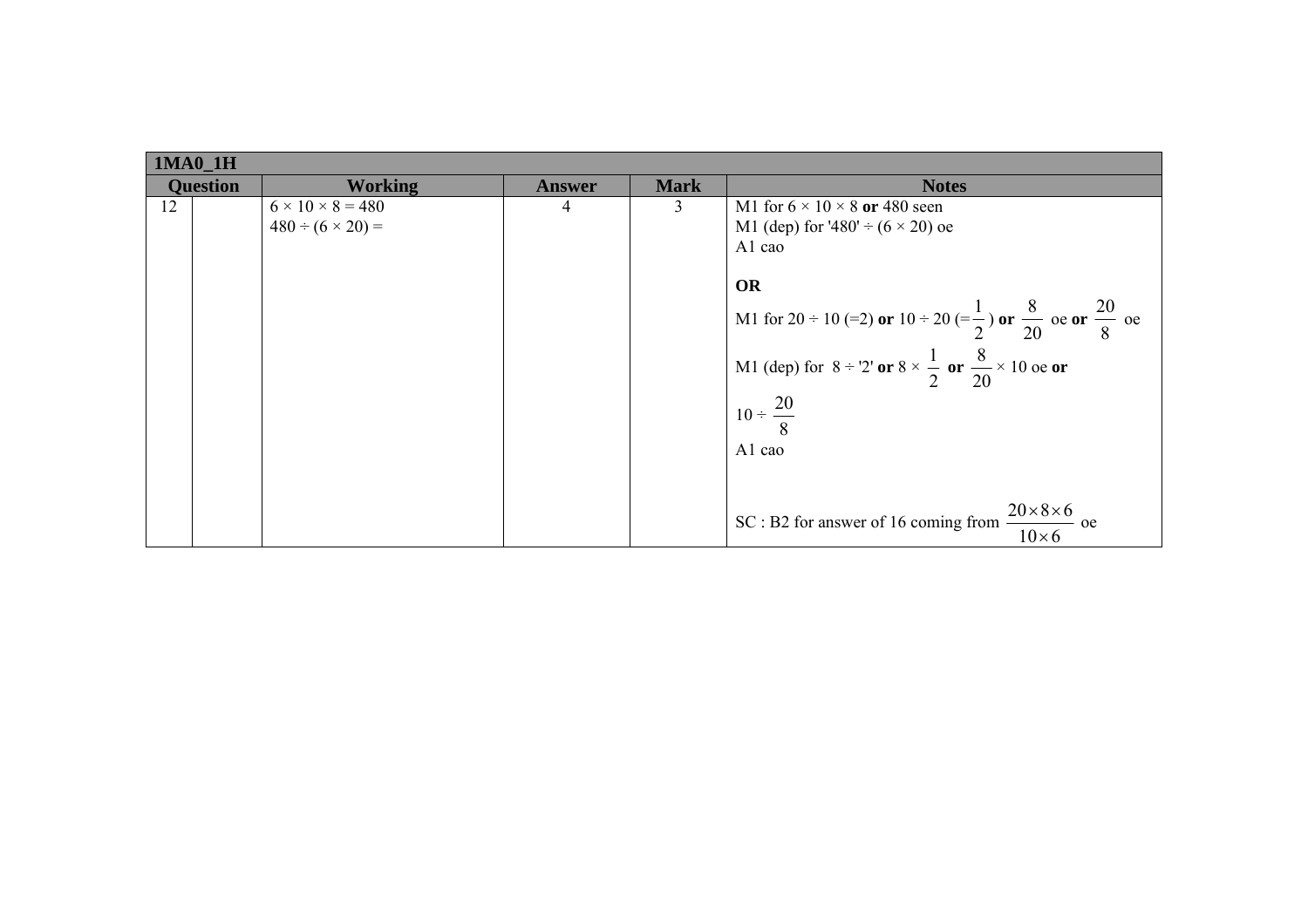| 1MA0_1H | | | | | |
|---|---|---|---|---|---|
| **Question** | | **Working** | **Answer** | **Mark** | **Notes** |
| 12 | | $6 \times 10 \times 8 = 480$<br>$480 \div (6 \times 20) =$ | 4 | 3 | M1 for $6 \times 10 \times 8$ **or** 480 seen<br>M1 (dep) for '480' $\div (6 \times 20)$ oe<br>A1 cao<br><br>**OR**<br>M1 for $20 \div 10$ (=2) **or** $10 \div 20$ $(=\frac{1}{2})$ **or** $\frac{8}{20}$ oe **or** $\frac{20}{8}$ oe<br>M1 (dep) for $8 \div$ '2' **or** $8 \times \frac{1}{2}$ **or** $\frac{8}{20} \times 10$ oe **or** $10 \div \frac{20}{8}$<br>A1 cao<br><br>SC : B2 for answer of 16 coming from $\frac{20 \times 8 \times 6}{10 \times 6}$ oe |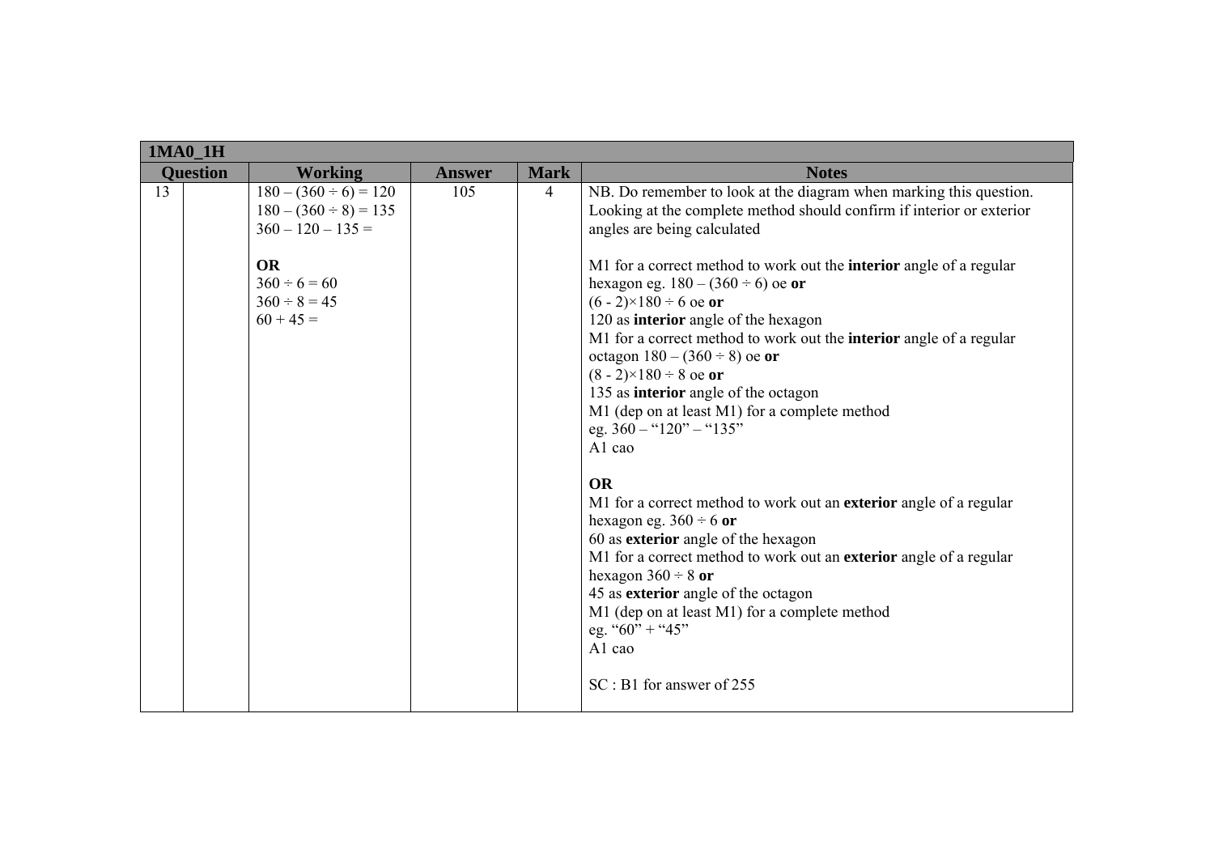| 1MA0_1H | | | | | |
|---|---|---|---|---|---|
| **Question** | | **Working** | **Answer** | **Mark** | **Notes** |
| 13 | | $180 - (360 \div 6) = 120$<br>$180 - (360 \div 8) = 135$<br>$360 - 120 - 135 =$<br><br>**OR**<br>$360 \div 6 = 60$<br>$360 \div 8 = 45$<br>$60 + 45 =$ | 105 | 4 | NB. Do remember to look at the diagram when marking this question. Looking at the complete method should confirm if interior or exterior angles are being calculated<br><br>M1 for a correct method to work out the **interior** angle of a regular hexagon eg. $180 - (360 \div 6)$ oe **or**<br>$(6 - 2)\times 180 \div 6$ oe **or**<br>120 as **interior** angle of the hexagon<br>M1 for a correct method to work out the **interior** angle of a regular octagon $180 - (360 \div 8)$ oe **or**<br>$(8 - 2)\times 180 \div 8$ oe **or**<br>135 as **interior** angle of the octagon<br>M1 (dep on at least M1) for a complete method<br>eg. 360 – "120" – "135"<br>A1 cao<br><br>**OR**<br>M1 for a correct method to work out an **exterior** angle of a regular hexagon eg. $360 \div 6$ **or**<br>60 as **exterior** angle of the hexagon<br>M1 for a correct method to work out an **exterior** angle of a regular hexagon $360 \div 8$ **or**<br>45 as **exterior** angle of the octagon<br>M1 (dep on at least M1) for a complete method<br>eg. "60" + "45"<br>A1 cao<br><br>SC : B1 for answer of 255 |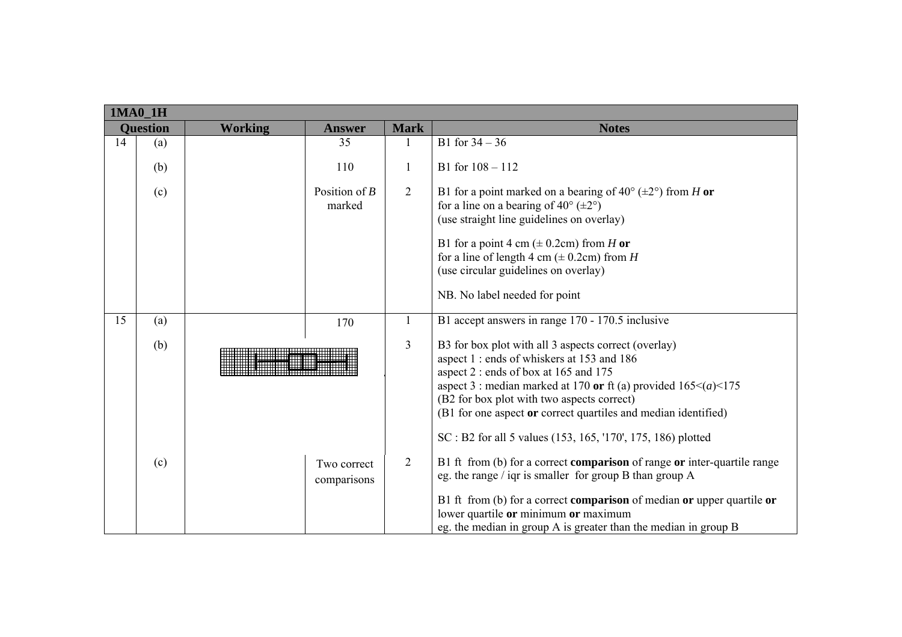| 1MA0_1H | | | | | |
|---|---|---|---|---|---|
| **Question** | | **Working** | **Answer** | **Mark** | **Notes** |
| 14 | (a) | | 35 | 1 | B1 for 34 – 36 |
| | (b) | | 110 | 1 | B1 for 108 – 112 |
| | (c) | | Position of *B* marked | 2 | B1 for a point marked on a bearing of 40° (±2°) from *H* **or** for a line on a bearing of 40° (±2°) (use straight line guidelines on overlay)<br><br>B1 for a point 4 cm (± 0.2cm) from *H* **or** for a line of length 4 cm (± 0.2cm) from *H* (use circular guidelines on overlay)<br><br>NB. No label needed for point |
| 15 | (a) | | 170 | 1 | B1 accept answers in range 170 - 170.5 inclusive |
| | (b) | | | 3 | B3 for box plot with all 3 aspects correct (overlay)<br>aspect 1 : ends of whiskers at 153 and 186<br>aspect 2 : ends of box at 165 and 175<br>aspect 3 : median marked at 170 **or** ft (a) provided 165<(*a*)<175<br>(B2 for box plot with two aspects correct)<br>(B1 for one aspect **or** correct quartiles and median identified)<br><br>SC : B2 for all 5 values (153, 165, '170', 175, 186) plotted |
| | (c) | | Two correct comparisons | 2 | B1 ft from (b) for a correct **comparison** of range **or** inter-quartile range eg. the range / iqr is smaller for group B than group A<br><br>B1 ft from (b) for a correct **comparison** of median **or** upper quartile **or** lower quartile **or** minimum **or** maximum<br>eg. the median in group A is greater than the median in group B |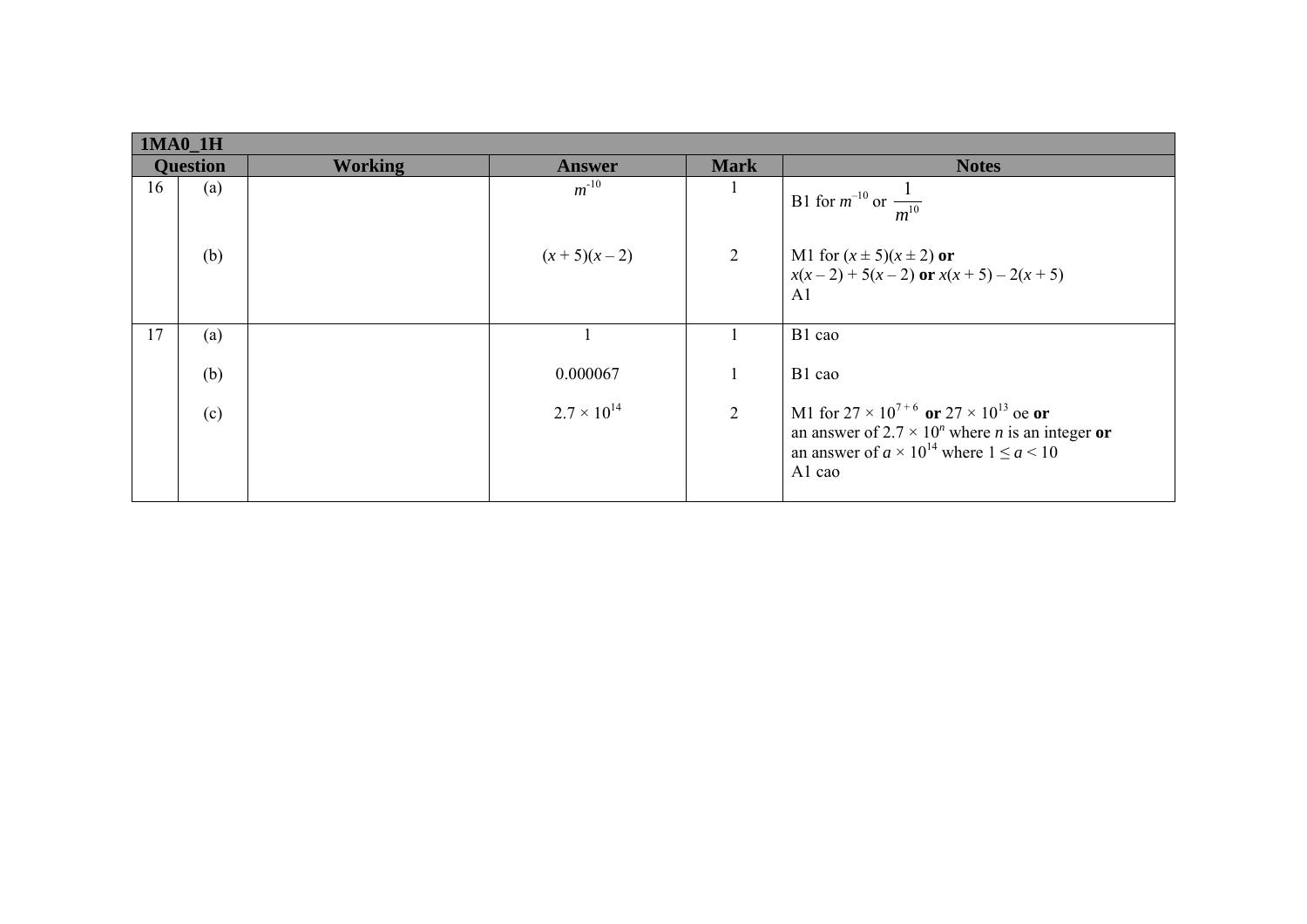| 1MA0_1H | | | | | |
|---|---|---|---|---|---|
| **Question** | | **Working** | **Answer** | **Mark** | **Notes** |
| 16 | (a) | | $m^{-10}$ | 1 | B1 for $m^{-10}$ or $\dfrac{1}{m^{10}}$ |
| | (b) | | $(x + 5)(x - 2)$ | 2 | M1 for $(x \pm 5)(x \pm 2)$ **or** $x(x - 2) + 5(x - 2)$ **or** $x(x + 5) - 2(x + 5)$<br>A1 |
| 17 | (a) | | 1 | 1 | B1 cao |
| | (b) | | 0.000067 | 1 | B1 cao |
| | (c) | | $2.7 \times 10^{14}$ | 2 | M1 for $27 \times 10^{7+6}$ **or** $27 \times 10^{13}$ oe **or** an answer of $2.7 \times 10^{n}$ where $n$ is an integer **or** an answer of $a \times 10^{14}$ where $1 \leq a < 10$<br>A1 cao |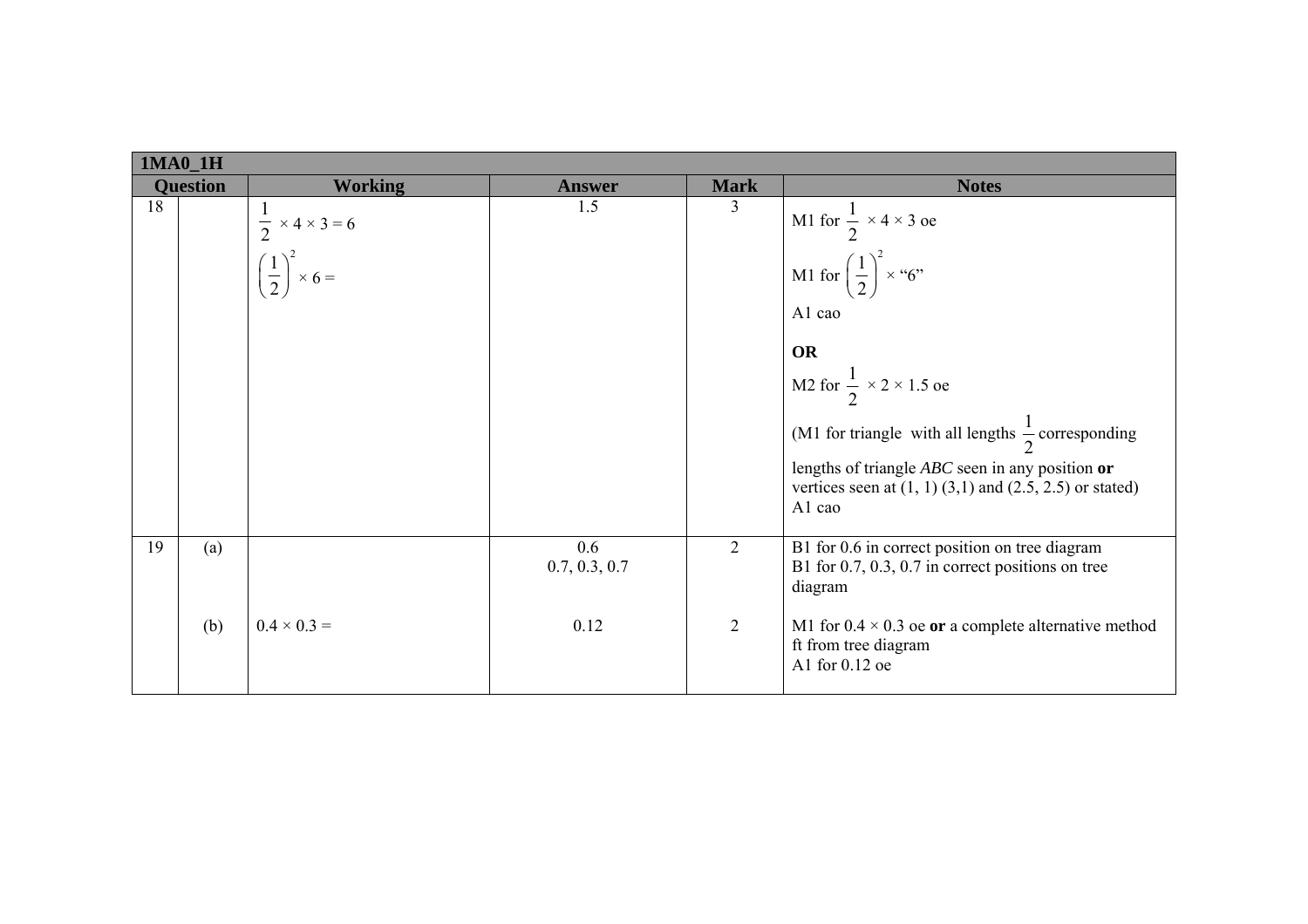| 1MA0_1H | | | | | |
|---|---|---|---|---|---|
| **Question** | | **Working** | **Answer** | **Mark** | **Notes** |
| 18 | | $\frac{1}{2} \times 4 \times 3 = 6$<br>$\left(\frac{1}{2}\right)^2 \times 6 =$ | 1.5 | 3 | M1 for $\frac{1}{2} \times 4 \times 3$ oe<br>M1 for $\left(\frac{1}{2}\right)^2 \times$ "6"<br>A1 cao<br>**OR**<br>M2 for $\frac{1}{2} \times 2 \times 1.5$ oe<br>(M1 for triangle with all lengths $\frac{1}{2}$ corresponding lengths of triangle *ABC* seen in any position **or** vertices seen at (1, 1) (3,1) and (2.5, 2.5) or stated)<br>A1 cao |
| 19 | (a) | | 0.6<br>0.7, 0.3, 0.7 | 2 | B1 for 0.6 in correct position on tree diagram<br>B1 for 0.7, 0.3, 0.7 in correct positions on tree diagram |
| | (b) | $0.4 \times 0.3 =$ | 0.12 | 2 | M1 for $0.4 \times 0.3$ oe **or** a complete alternative method ft from tree diagram<br>A1 for 0.12 oe |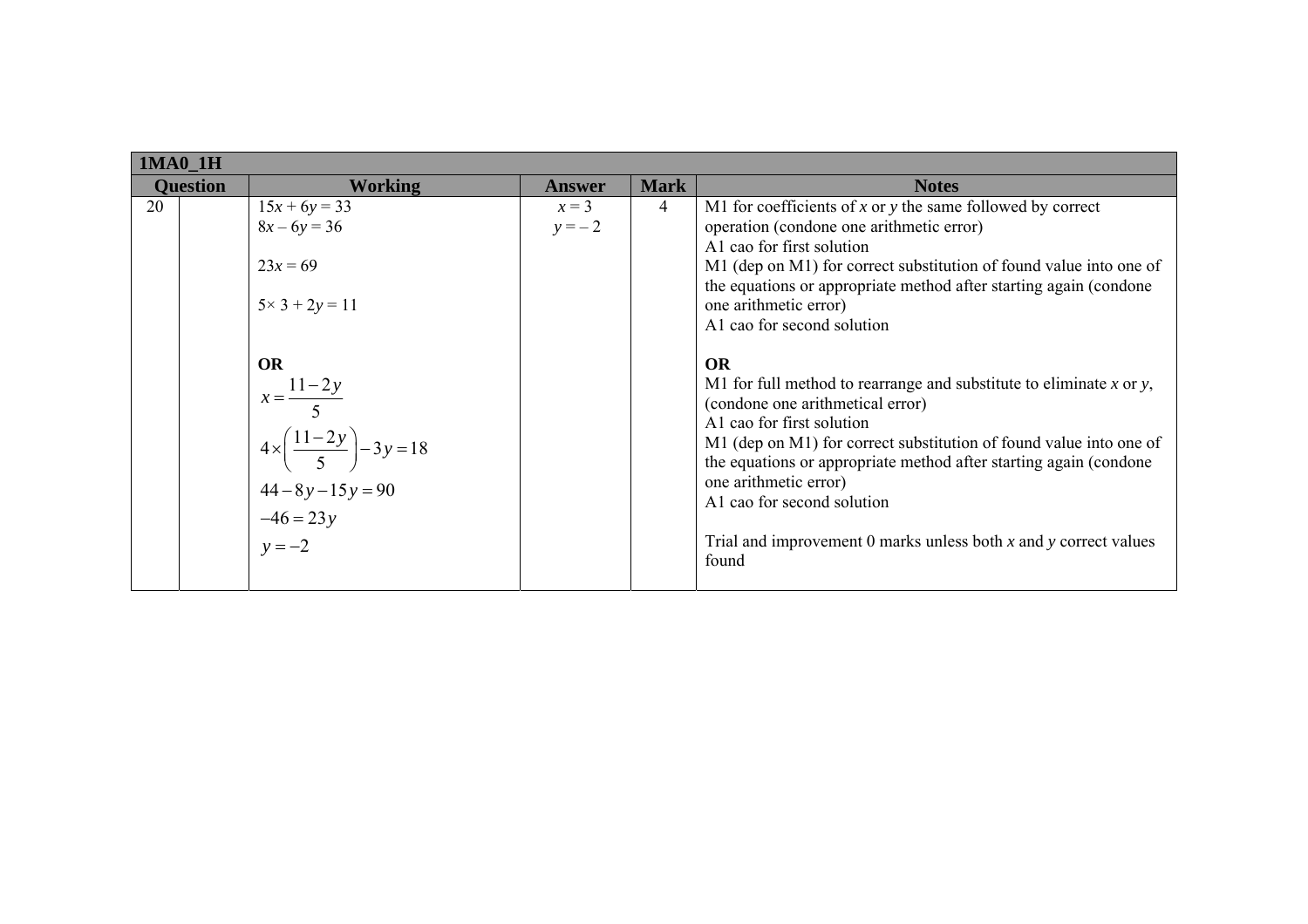| 1MA0_1H | | | | | |
|---|---|---|---|---|---|
| **Question** | | **Working** | **Answer** | **Mark** | **Notes** |
| 20 | | $15x + 6y = 33$<br>$8x – 6y = 36$<br><br>$23x = 69$<br><br>$5\times 3 + 2y = 11$<br><br><br>**OR**<br>$x = \frac{11-2y}{5}$<br>$4\times\left(\frac{11-2y}{5}\right) - 3y = 18$<br>$44 - 8y - 15y = 90$<br>$-46 = 23y$<br>$y = -2$ | $x = 3$<br>$y = – 2$ | 4 | M1 for coefficients of $x$ or $y$ the same followed by correct operation (condone one arithmetic error)<br>A1 cao for first solution<br>M1 (dep on M1) for correct substitution of found value into one of the equations or appropriate method after starting again (condone one arithmetic error)<br>A1 cao for second solution<br><br>**OR**<br>M1 for full method to rearrange and substitute to eliminate $x$ or $y$, (condone one arithmetical error)<br>A1 cao for first solution<br>M1 (dep on M1) for correct substitution of found value into one of the equations or appropriate method after starting again (condone one arithmetic error)<br>A1 cao for second solution<br><br>Trial and improvement 0 marks unless both $x$ and $y$ correct values found |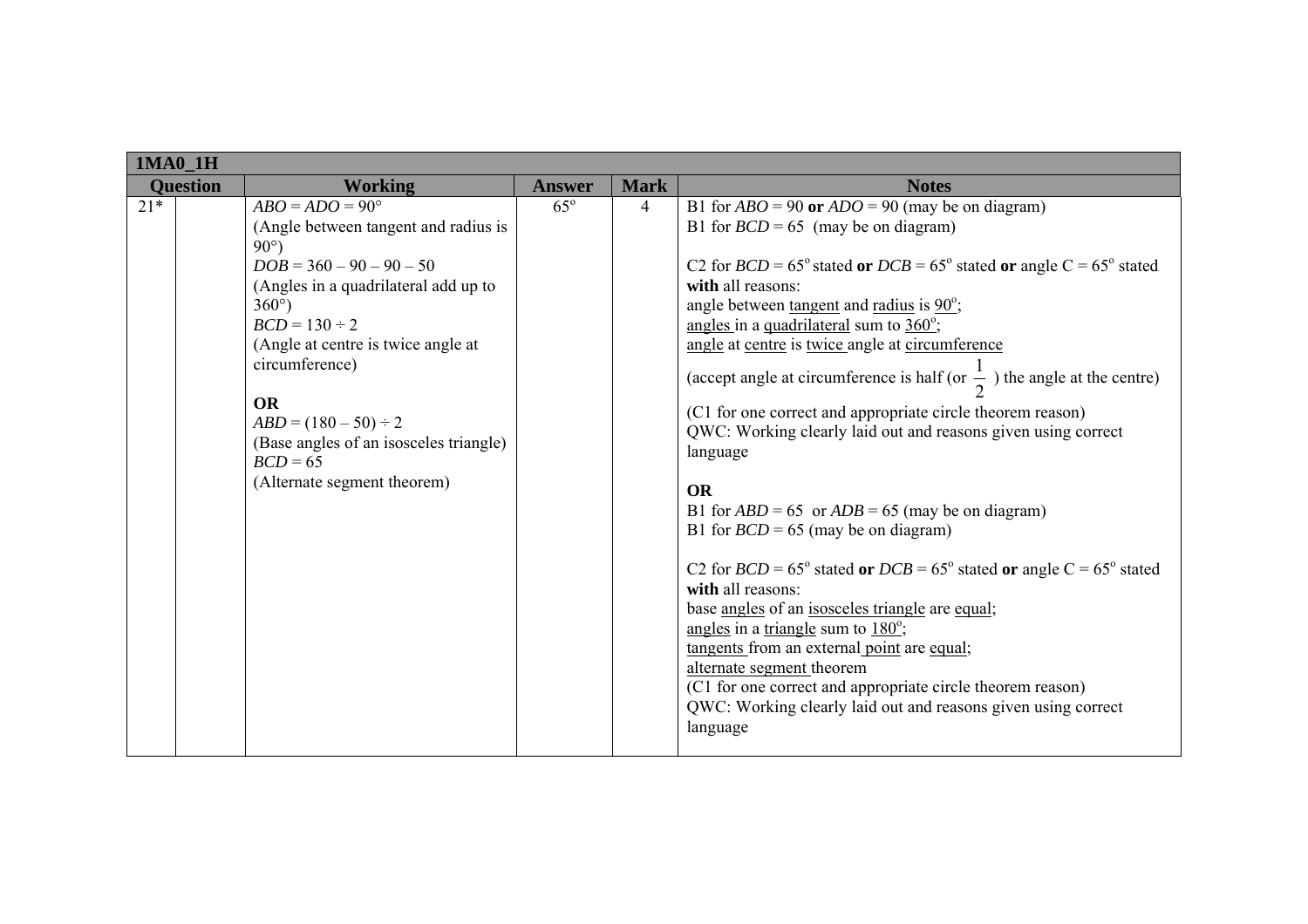| 1MA0_1H | | | | | |
|---|---|---|---|---|---|
| **Question** | | **Working** | **Answer** | **Mark** | **Notes** |
| 21* | | $ABO = ADO = 90°$<br>(Angle between tangent and radius is 90°)<br>$DOB = 360 – 90 – 90 – 50$<br>(Angles in a quadrilateral add up to 360°)<br>$BCD = 130 ÷ 2$<br>(Angle at centre is twice angle at circumference)<br><br>**OR**<br>$ABD = (180 – 50) ÷ 2$<br>(Base angles of an isosceles triangle)<br>$BCD = 65$<br>(Alternate segment theorem) | 65° | 4 | B1 for $ABO = 90$ **or** $ADO = 90$ (may be on diagram)<br>B1 for $BCD = 65$ (may be on diagram)<br><br>C2 for $BCD = 65°$ stated **or** $DCB = 65°$ stated **or** angle C = 65° stated **with** all reasons:<br>angle between tangent and radius is 90°;<br>angles in a quadrilateral sum to 360°;<br>angle at centre is twice angle at circumference<br>(accept angle at circumference is half (or $\frac{1}{2}$ ) the angle at the centre)<br>(C1 for one correct and appropriate circle theorem reason)<br>QWC: Working clearly laid out and reasons given using correct language<br><br>**OR**<br>B1 for $ABD = 65$ or $ADB = 65$ (may be on diagram)<br>B1 for $BCD = 65$ (may be on diagram)<br><br>C2 for $BCD = 65°$ stated **or** $DCB = 65°$ stated **or** angle C = 65° stated **with** all reasons:<br>base angles of an isosceles triangle are equal;<br>angles in a triangle sum to 180°;<br>tangents from an external point are equal;<br>alternate segment theorem<br>(C1 for one correct and appropriate circle theorem reason)<br>QWC: Working clearly laid out and reasons given using correct language |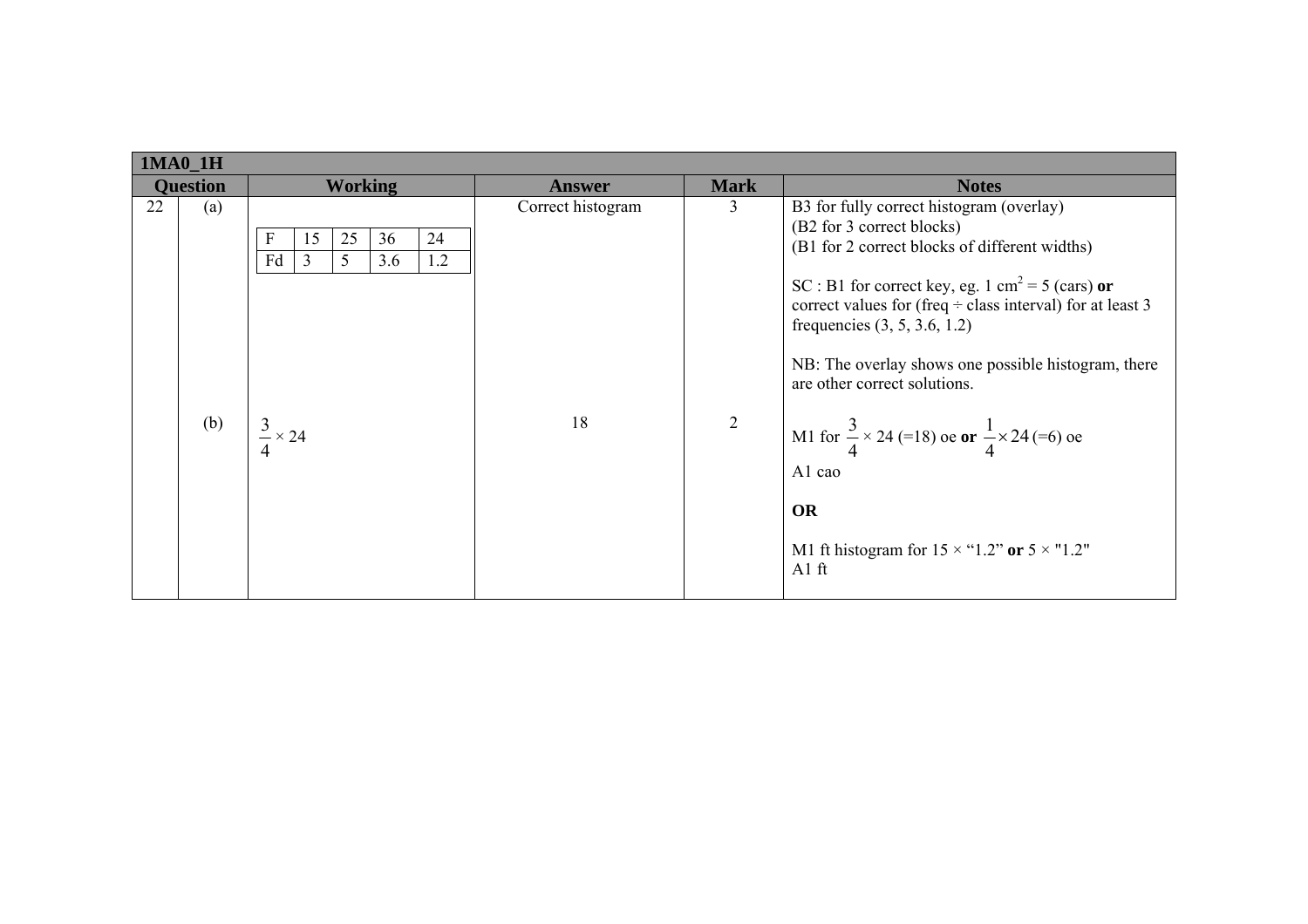| 1MA0_1H | | | | | |
|---|---|---|---|---|---|
| **Question** | | **Working** | **Answer** | **Mark** | **Notes** |
| 22 | (a) | F: 15, 25, 36, 24<br>Fd: 3, 5, 3.6, 1.2 | Correct histogram | 3 | B3 for fully correct histogram (overlay)<br>(B2 for 3 correct blocks)<br>(B1 for 2 correct blocks of different widths)<br><br>SC : B1 for correct key, eg. 1 $cm^2$ = 5 (cars) **or** correct values for (freq ÷ class interval) for at least 3 frequencies (3, 5, 3.6, 1.2)<br><br>NB: The overlay shows one possible histogram, there are other correct solutions. |
| | (b) | $\frac{3}{4} \times 24$ | 18 | 2 | M1 for $\frac{3}{4} \times 24$ (=18) oe **or** $\frac{1}{4} \times 24$ (=6) oe<br>A1 cao<br><br>**OR**<br><br>M1 ft histogram for 15 × "1.2" **or** 5 × "1.2"<br>A1 ft |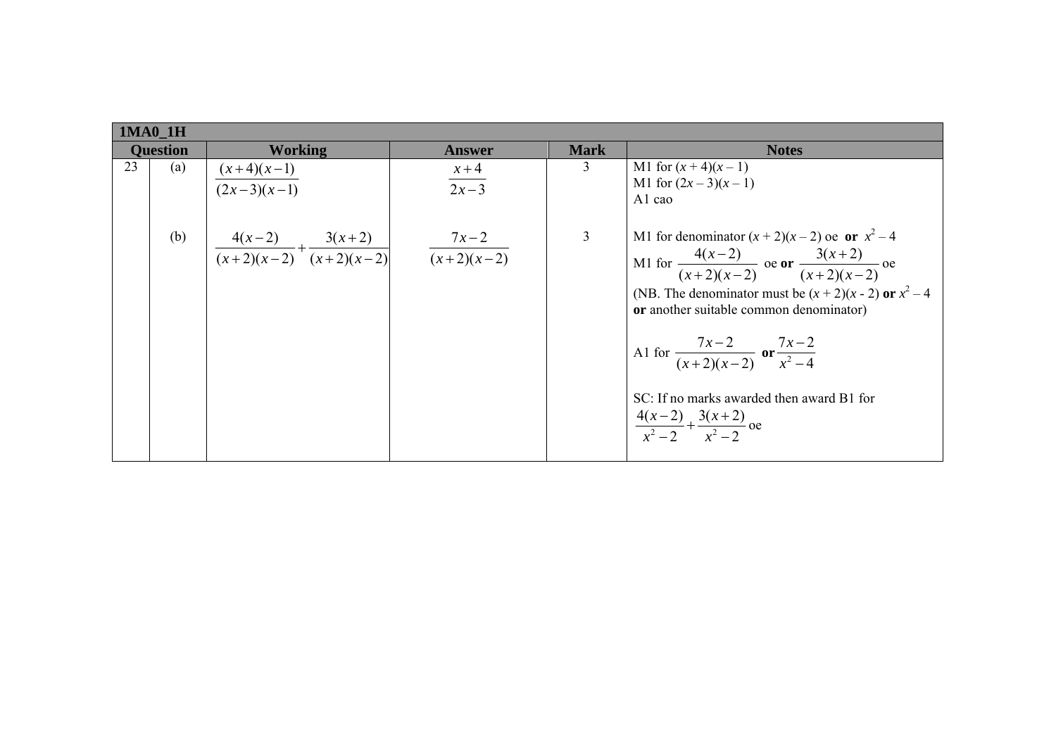| 1MA0_1H | | | | | |
|---|---|---|---|---|---|
| **Question** | | **Working** | **Answer** | **Mark** | **Notes** |
| 23 | (a) | $\frac{(x+4)(x-1)}{(2x-3)(x-1)}$ | $\frac{x+4}{2x-3}$ | 3 | M1 for $(x + 4)(x - 1)$<br>M1 for $(2x - 3)(x - 1)$<br>A1 cao |
| | (b) | $\frac{4(x-2)}{(x+2)(x-2)}+\frac{3(x+2)}{(x+2)(x-2)}$ | $\frac{7x-2}{(x+2)(x-2)}$ | 3 | M1 for denominator $(x + 2)(x - 2)$ oe **or** $x^2 - 4$<br>M1 for $\frac{4(x-2)}{(x+2)(x-2)}$ oe **or** $\frac{3(x+2)}{(x+2)(x-2)}$ oe<br>(NB. The denominator must be $(x + 2)(x - 2)$ **or** $x^2 - 4$ **or** another suitable common denominator)<br><br>A1 for $\frac{7x-2}{(x+2)(x-2)}$ **or** $\frac{7x-2}{x^2-4}$<br><br>SC: If no marks awarded then award B1 for $\frac{4(x-2)}{x^2-2}+\frac{3(x+2)}{x^2-2}$ oe |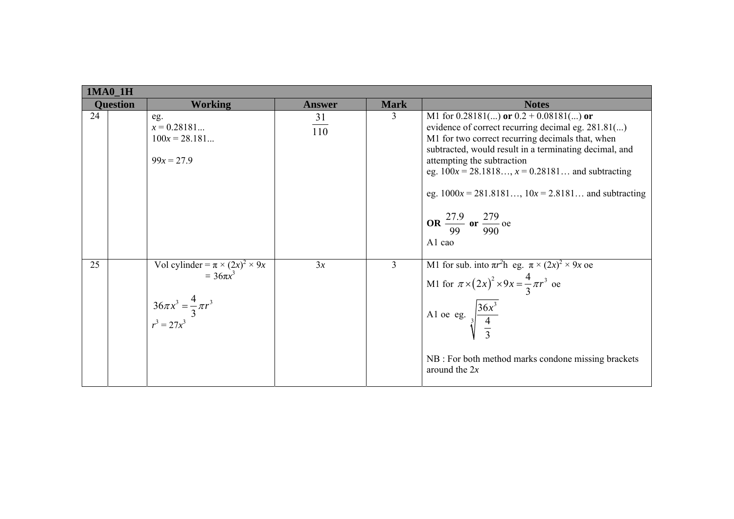| 1MA0_1H | | | | | |
|---|---|---|---|---|---|
| **Question** | | **Working** | **Answer** | **Mark** | **Notes** |
| 24 | | eg.<br>$x = 0.28181...$<br>$100x = 28.181...$<br><br>$99x = 27.9$ | $\frac{31}{110}$ | 3 | M1 for 0.28181(...) **or** 0.2 + 0.08181(...) **or** evidence of correct recurring decimal eg. 281.81(...)<br>M1 for two correct recurring decimals that, when subtracted, would result in a terminating decimal, and attempting the subtraction<br>eg. $100x = 28.1818…$, $x = 0.28181…$ and subtracting<br><br>eg. $1000x = 281.8181…$, $10x = 2.8181…$ and subtracting<br><br>**OR** $\frac{27.9}{99}$ **or** $\frac{279}{990}$ oe<br>A1 cao |
| 25 | | Vol cylinder = $\pi \times (2x)^2 \times 9x$<br>$= 36\pi x^3$<br><br>$36\pi x^3 = \frac{4}{3}\pi r^3$<br>$r^3 = 27x^3$ | $3x$ | 3 | M1 for sub. into $\pi r^2 h$ eg. $\pi \times (2x)^2 \times 9x$ oe<br>M1 for $\pi \times (2x)^2 \times 9x = \frac{4}{3}\pi r^3$ oe<br>A1 oe eg. $\sqrt[3]{\frac{36x^3}{\frac{4}{3}}}$<br><br>NB : For both method marks condone missing brackets around the $2x$ |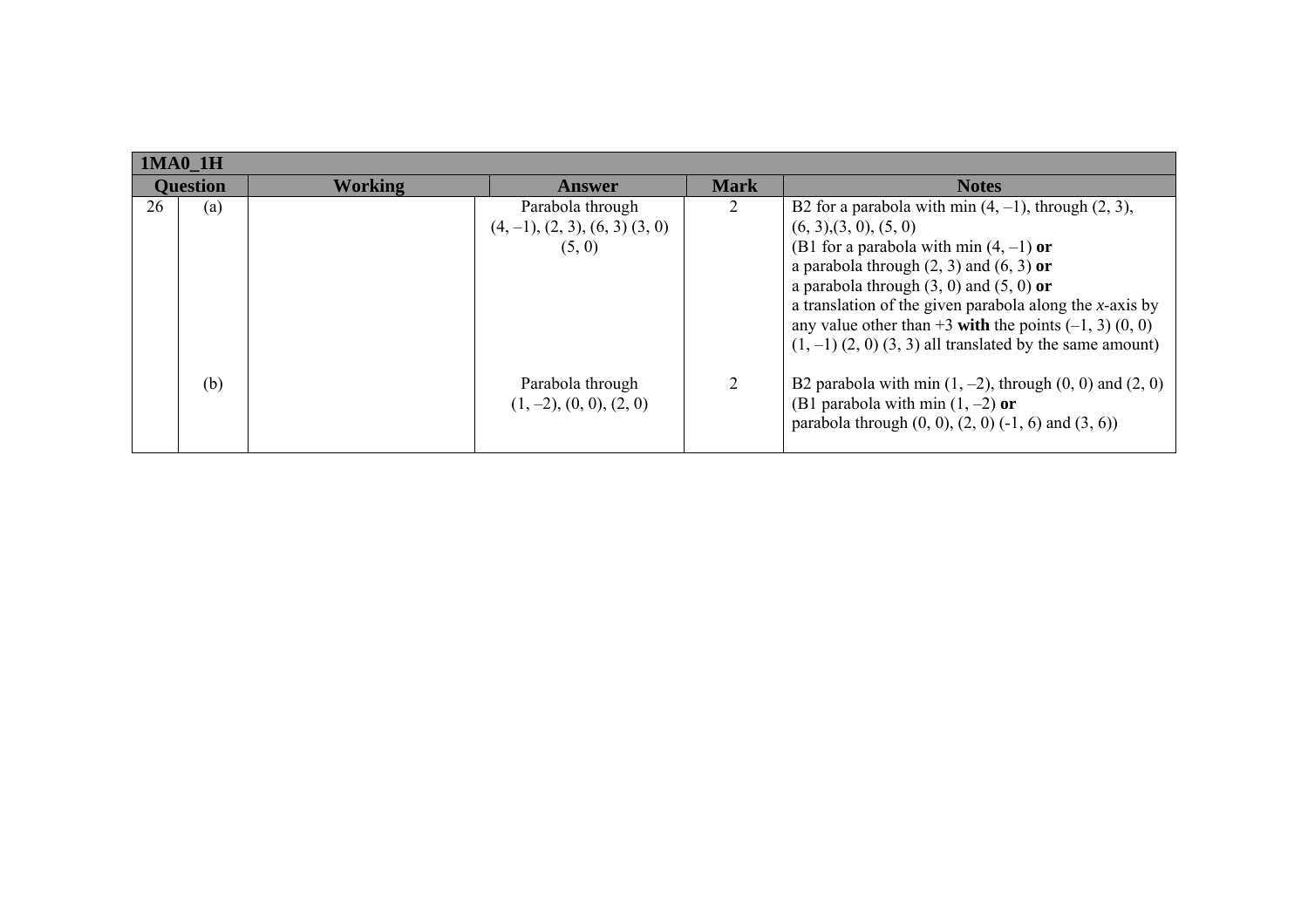| 1MA0_1H | | | | | |
|---|---|---|---|---|---|
| **Question** | | **Working** | **Answer** | **Mark** | **Notes** |
| 26 | (a) | | Parabola through $(4, -1)$, $(2, 3)$, $(6, 3)$ $(3, 0)$ $(5, 0)$ | 2 | B2 for a parabola with min $(4, -1)$, through $(2, 3)$, $(6, 3)$,$(3, 0)$, $(5, 0)$<br>(B1 for a parabola with min $(4, -1)$ **or**<br>a parabola through $(2, 3)$ and $(6, 3)$ **or**<br>a parabola through $(3, 0)$ and $(5, 0)$ **or**<br>a translation of the given parabola along the *x*-axis by any value other than $+3$ **with** the points $(-1, 3)$ $(0, 0)$ $(1, -1)$ $(2, 0)$ $(3, 3)$ all translated by the same amount) |
| | (b) | | Parabola through $(1, -2)$, $(0, 0)$, $(2, 0)$ | 2 | B2 parabola with min $(1, -2)$, through $(0, 0)$ and $(2, 0)$<br>(B1 parabola with min $(1, -2)$ **or**<br>parabola through $(0, 0)$, $(2, 0)$ $(-1, 6)$ and $(3, 6)$) |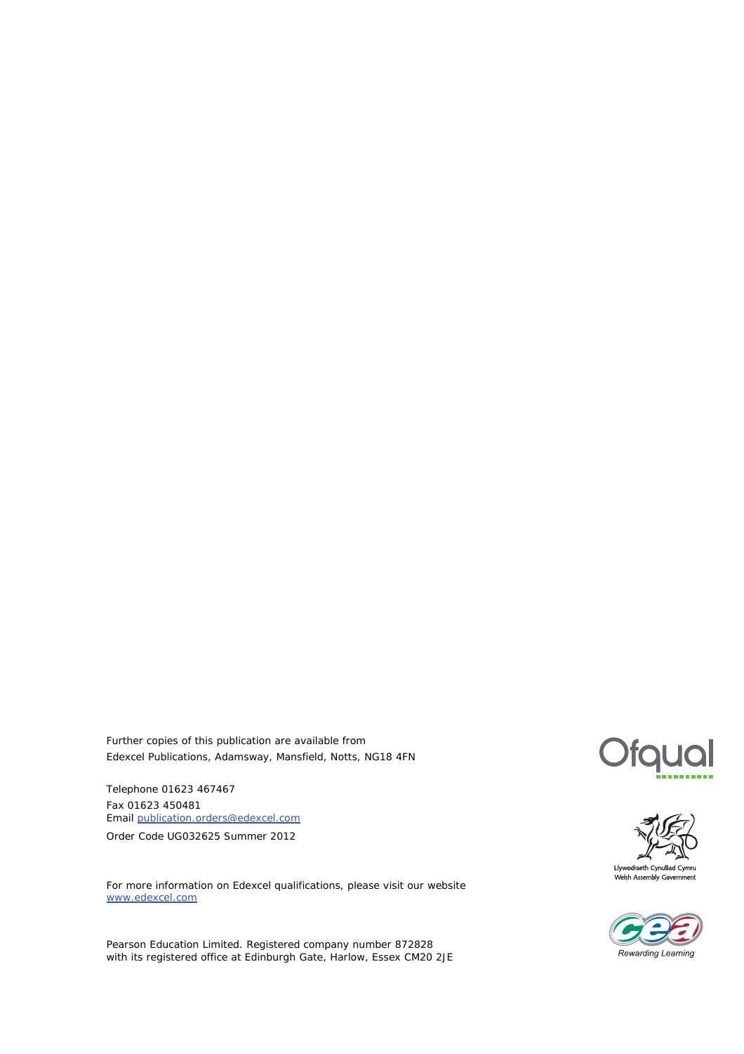Further copies of this publication are available from
Edexcel Publications, Adamsway, Mansfield, Notts, NG18 4FN

Telephone 01623 467467
Fax 01623 450481
Email publication.orders@edexcel.com

Order Code UG032625 Summer 2012

For more information on Edexcel qualifications, please visit our website
www.edexcel.com

Pearson Education Limited. Registered company number 872828
with its registered office at Edinburgh Gate, Harlow, Essex CM20 2JE

Ofqual

Llywodraeth Cynulliad Cymru
Welsh Assembly Government

Rewarding Learning